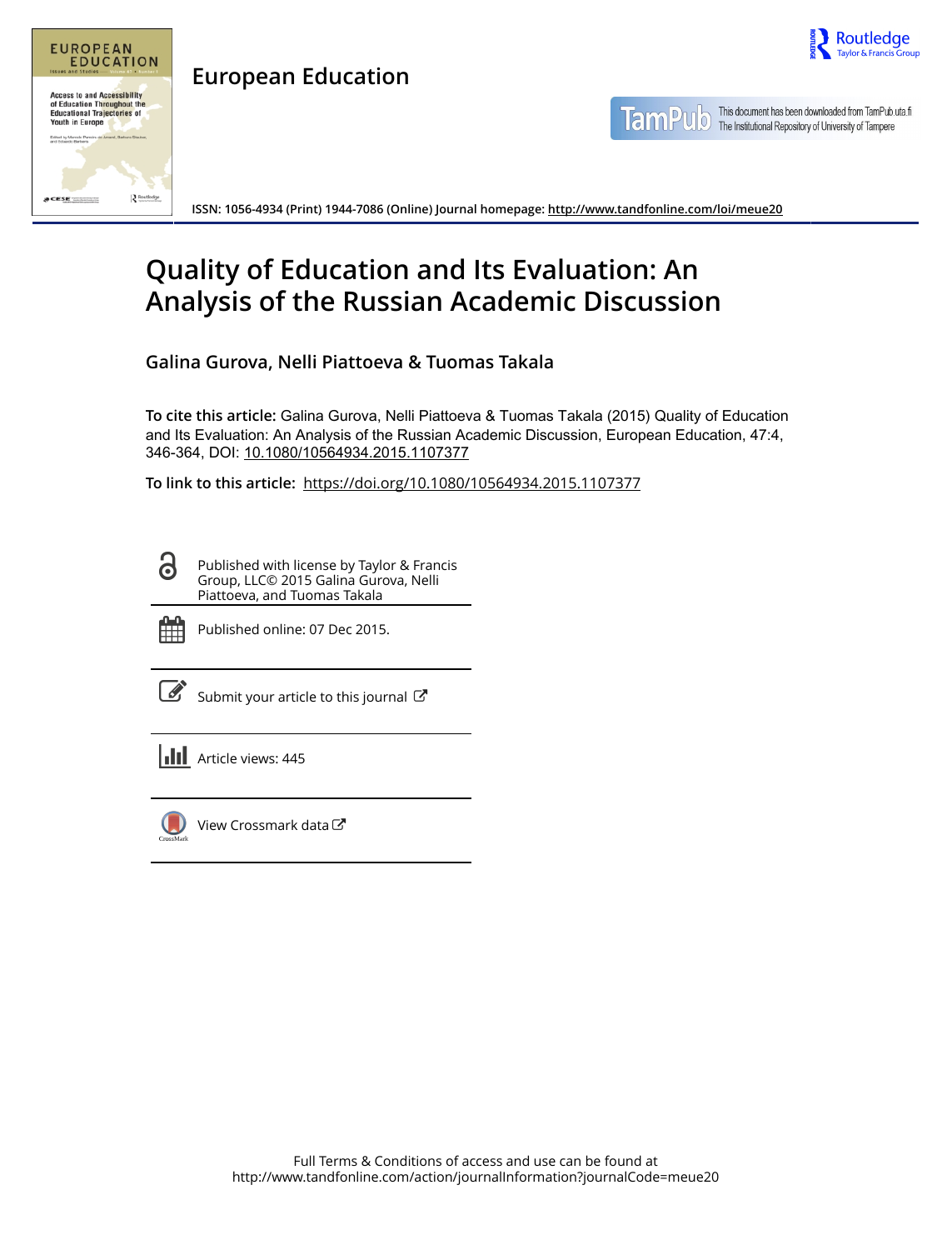European Education

ISSN: 1056-4934 (Print) 1944-7086 (Online) Journal homepage: http://www.tandfonline.com/loi/meue20

# Quality of Education and Its Evaluation: An Analysis of the Russian Academic Discussion

**Galina Gurova, Nelli Piattoeva & Tuomas Takala**

**To cite this article:** Galina Gurova, Nelli Piattoeva & Tuomas Takala (2015) Quality of Education and Its Evaluation: An Analysis of the Russian Academic Discussion, European Education, 47:4, 346-364, DOI: 10.1080/10564934.2015.1107377

**To link to this article:** https://doi.org/10.1080/10564934.2015.1107377

Published with license by Taylor & Francis Group, LLC© 2015 Galina Gurova, Nelli Piattoeva, and Tuomas Takala

Published online: 07 Dec 2015.

Submit your article to this journal

Article views: 445

View Crossmark data

Full Terms & Conditions of access and use can be found at
http://www.tandfonline.com/action/journalInformation?journalCode=meue20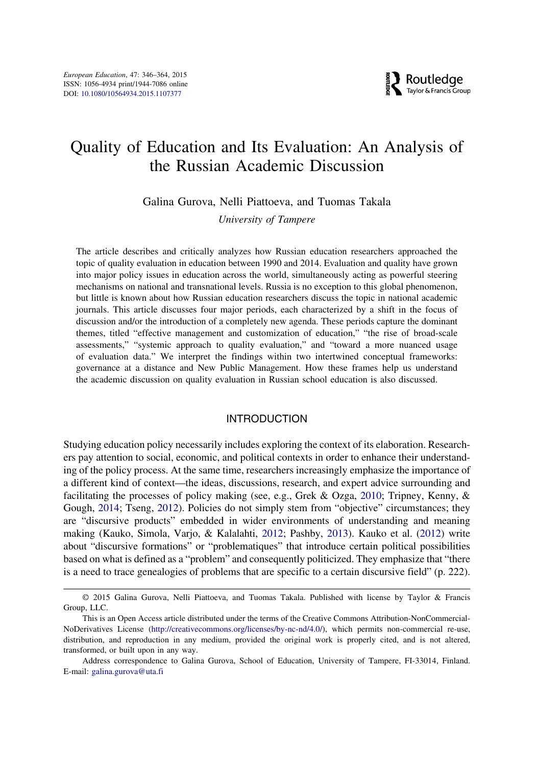# Quality of Education and Its Evaluation: An Analysis of the Russian Academic Discussion

Galina Gurova, Nelli Piattoeva, and Tuomas Takala

*University of Tampere*

The article describes and critically analyzes how Russian education researchers approached the topic of quality evaluation in education between 1990 and 2014. Evaluation and quality have grown into major policy issues in education across the world, simultaneously acting as powerful steering mechanisms on national and transnational levels. Russia is no exception to this global phenomenon, but little is known about how Russian education researchers discuss the topic in national academic journals. This article discusses four major periods, each characterized by a shift in the focus of discussion and/or the introduction of a completely new agenda. These periods capture the dominant themes, titled "effective management and customization of education," "the rise of broad-scale assessments," "systemic approach to quality evaluation," and "toward a more nuanced usage of evaluation data." We interpret the findings within two intertwined conceptual frameworks: governance at a distance and New Public Management. How these frames help us understand the academic discussion on quality evaluation in Russian school education is also discussed.

## INTRODUCTION

Studying education policy necessarily includes exploring the context of its elaboration. Researchers pay attention to social, economic, and political contexts in order to enhance their understanding of the policy process. At the same time, researchers increasingly emphasize the importance of a different kind of context—the ideas, discussions, research, and expert advice surrounding and facilitating the processes of policy making (see, e.g., Grek & Ozga, 2010; Tripney, Kenny, & Gough, 2014; Tseng, 2012). Policies do not simply stem from "objective" circumstances; they are "discursive products" embedded in wider environments of understanding and meaning making (Kauko, Simola, Varjo, & Kalalahti, 2012; Pashby, 2013). Kauko et al. (2012) write about "discursive formations" or "problematiques" that introduce certain political possibilities based on what is defined as a "problem" and consequently politicized. They emphasize that "there is a need to trace genealogies of problems that are specific to a certain discursive field" (p. 222).

---

© 2015 Galina Gurova, Nelli Piattoeva, and Tuomas Takala. Published with license by Taylor & Francis Group, LLC.

This is an Open Access article distributed under the terms of the Creative Commons Attribution-NonCommercial-NoDerivatives License (http://creativecommons.org/licenses/by-nc-nd/4.0/), which permits non-commercial re-use, distribution, and reproduction in any medium, provided the original work is properly cited, and is not altered, transformed, or built upon in any way.

Address correspondence to Galina Gurova, School of Education, University of Tampere, FI-33014, Finland. E-mail: galina.gurova@uta.fi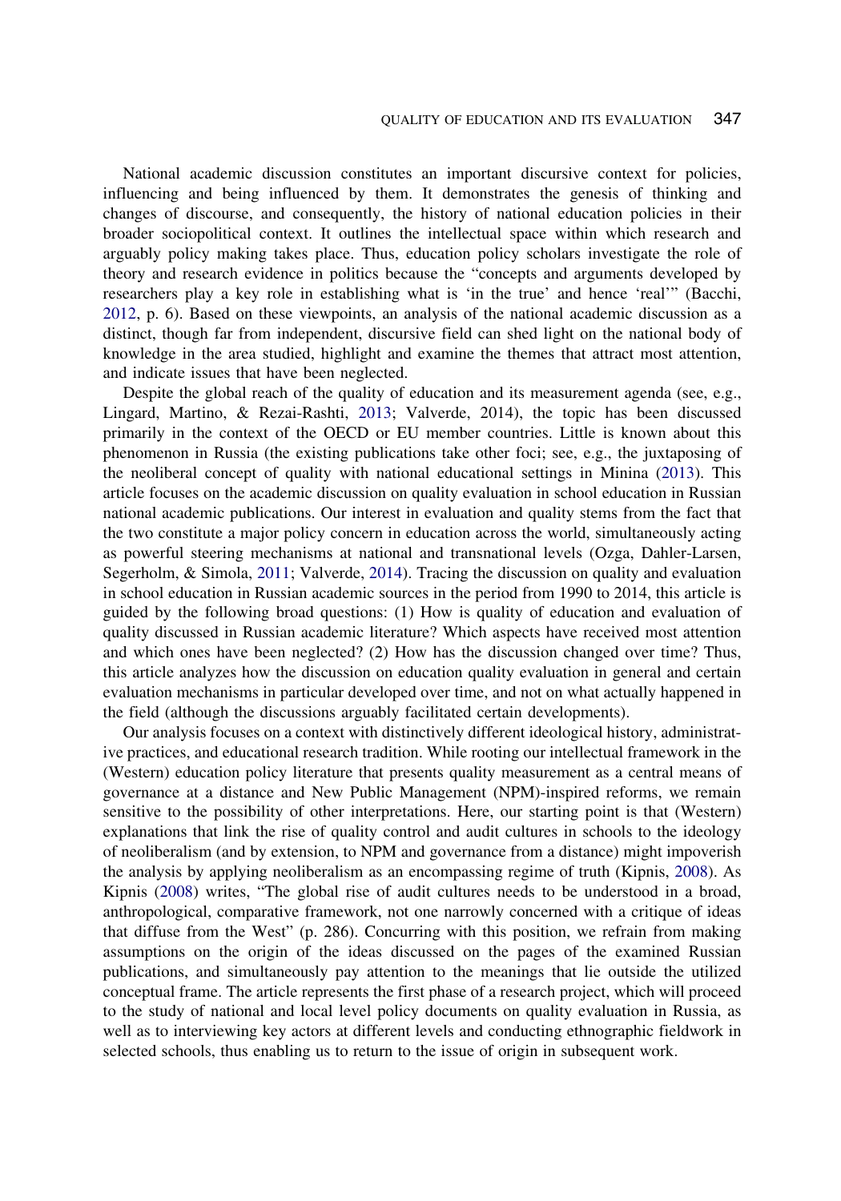National academic discussion constitutes an important discursive context for policies, influencing and being influenced by them. It demonstrates the genesis of thinking and changes of discourse, and consequently, the history of national education policies in their broader sociopolitical context. It outlines the intellectual space within which research and arguably policy making takes place. Thus, education policy scholars investigate the role of theory and research evidence in politics because the "concepts and arguments developed by researchers play a key role in establishing what is 'in the true' and hence 'real'" (Bacchi, 2012, p. 6). Based on these viewpoints, an analysis of the national academic discussion as a distinct, though far from independent, discursive field can shed light on the national body of knowledge in the area studied, highlight and examine the themes that attract most attention, and indicate issues that have been neglected.

Despite the global reach of the quality of education and its measurement agenda (see, e.g., Lingard, Martino, & Rezai-Rashti, 2013; Valverde, 2014), the topic has been discussed primarily in the context of the OECD or EU member countries. Little is known about this phenomenon in Russia (the existing publications take other foci; see, e.g., the juxtaposing of the neoliberal concept of quality with national educational settings in Minina (2013). This article focuses on the academic discussion on quality evaluation in school education in Russian national academic publications. Our interest in evaluation and quality stems from the fact that the two constitute a major policy concern in education across the world, simultaneously acting as powerful steering mechanisms at national and transnational levels (Ozga, Dahler-Larsen, Segerholm, & Simola, 2011; Valverde, 2014). Tracing the discussion on quality and evaluation in school education in Russian academic sources in the period from 1990 to 2014, this article is guided by the following broad questions: (1) How is quality of education and evaluation of quality discussed in Russian academic literature? Which aspects have received most attention and which ones have been neglected? (2) How has the discussion changed over time? Thus, this article analyzes how the discussion on education quality evaluation in general and certain evaluation mechanisms in particular developed over time, and not on what actually happened in the field (although the discussions arguably facilitated certain developments).

Our analysis focuses on a context with distinctively different ideological history, administrative practices, and educational research tradition. While rooting our intellectual framework in the (Western) education policy literature that presents quality measurement as a central means of governance at a distance and New Public Management (NPM)-inspired reforms, we remain sensitive to the possibility of other interpretations. Here, our starting point is that (Western) explanations that link the rise of quality control and audit cultures in schools to the ideology of neoliberalism (and by extension, to NPM and governance from a distance) might impoverish the analysis by applying neoliberalism as an encompassing regime of truth (Kipnis, 2008). As Kipnis (2008) writes, "The global rise of audit cultures needs to be understood in a broad, anthropological, comparative framework, not one narrowly concerned with a critique of ideas that diffuse from the West" (p. 286). Concurring with this position, we refrain from making assumptions on the origin of the ideas discussed on the pages of the examined Russian publications, and simultaneously pay attention to the meanings that lie outside the utilized conceptual frame. The article represents the first phase of a research project, which will proceed to the study of national and local level policy documents on quality evaluation in Russia, as well as to interviewing key actors at different levels and conducting ethnographic fieldwork in selected schools, thus enabling us to return to the issue of origin in subsequent work.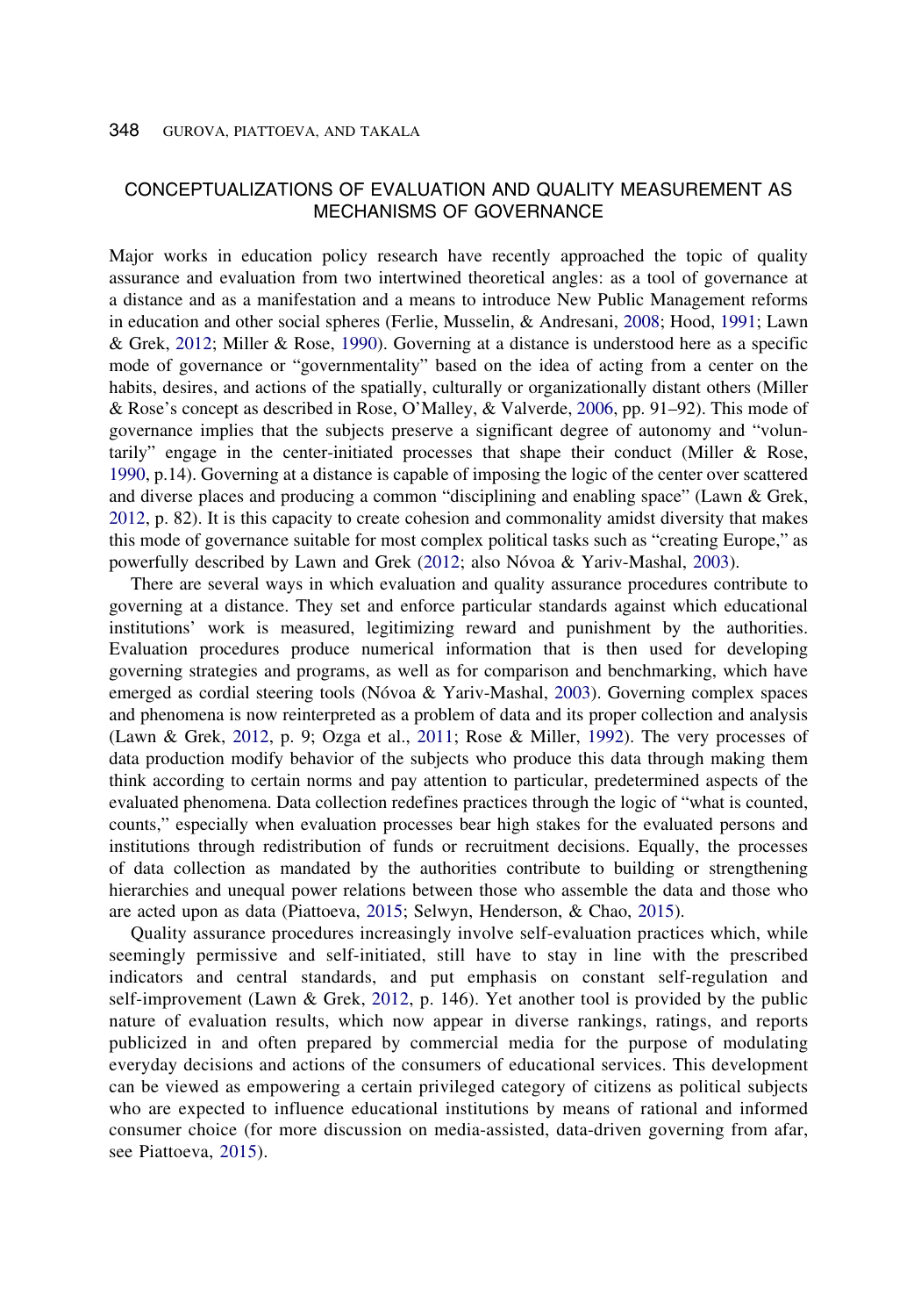## CONCEPTUALIZATIONS OF EVALUATION AND QUALITY MEASUREMENT AS MECHANISMS OF GOVERNANCE

Major works in education policy research have recently approached the topic of quality assurance and evaluation from two intertwined theoretical angles: as a tool of governance at a distance and as a manifestation and a means to introduce New Public Management reforms in education and other social spheres (Ferlie, Musselin, & Andresani, 2008; Hood, 1991; Lawn & Grek, 2012; Miller & Rose, 1990). Governing at a distance is understood here as a specific mode of governance or "governmentality" based on the idea of acting from a center on the habits, desires, and actions of the spatially, culturally or organizationally distant others (Miller & Rose's concept as described in Rose, O'Malley, & Valverde, 2006, pp. 91–92). This mode of governance implies that the subjects preserve a significant degree of autonomy and "voluntarily" engage in the center-initiated processes that shape their conduct (Miller & Rose, 1990, p.14). Governing at a distance is capable of imposing the logic of the center over scattered and diverse places and producing a common "disciplining and enabling space" (Lawn & Grek, 2012, p. 82). It is this capacity to create cohesion and commonality amidst diversity that makes this mode of governance suitable for most complex political tasks such as "creating Europe," as powerfully described by Lawn and Grek (2012; also Nóvoa & Yariv-Mashal, 2003).

There are several ways in which evaluation and quality assurance procedures contribute to governing at a distance. They set and enforce particular standards against which educational institutions' work is measured, legitimizing reward and punishment by the authorities. Evaluation procedures produce numerical information that is then used for developing governing strategies and programs, as well as for comparison and benchmarking, which have emerged as cordial steering tools (Nóvoa & Yariv-Mashal, 2003). Governing complex spaces and phenomena is now reinterpreted as a problem of data and its proper collection and analysis (Lawn & Grek, 2012, p. 9; Ozga et al., 2011; Rose & Miller, 1992). The very processes of data production modify behavior of the subjects who produce this data through making them think according to certain norms and pay attention to particular, predetermined aspects of the evaluated phenomena. Data collection redefines practices through the logic of "what is counted, counts," especially when evaluation processes bear high stakes for the evaluated persons and institutions through redistribution of funds or recruitment decisions. Equally, the processes of data collection as mandated by the authorities contribute to building or strengthening hierarchies and unequal power relations between those who assemble the data and those who are acted upon as data (Piattoeva, 2015; Selwyn, Henderson, & Chao, 2015).

Quality assurance procedures increasingly involve self-evaluation practices which, while seemingly permissive and self-initiated, still have to stay in line with the prescribed indicators and central standards, and put emphasis on constant self-regulation and self-improvement (Lawn & Grek, 2012, p. 146). Yet another tool is provided by the public nature of evaluation results, which now appear in diverse rankings, ratings, and reports publicized in and often prepared by commercial media for the purpose of modulating everyday decisions and actions of the consumers of educational services. This development can be viewed as empowering a certain privileged category of citizens as political subjects who are expected to influence educational institutions by means of rational and informed consumer choice (for more discussion on media-assisted, data-driven governing from afar, see Piattoeva, 2015).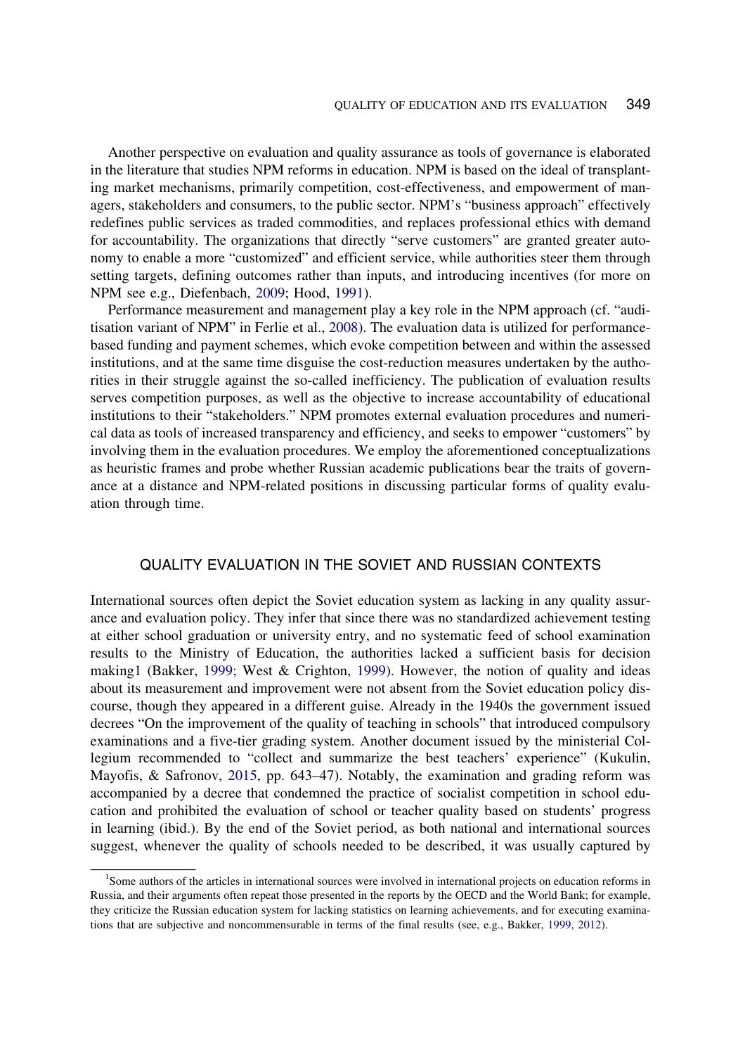Another perspective on evaluation and quality assurance as tools of governance is elaborated in the literature that studies NPM reforms in education. NPM is based on the ideal of transplanting market mechanisms, primarily competition, cost-effectiveness, and empowerment of managers, stakeholders and consumers, to the public sector. NPM's "business approach" effectively redefines public services as traded commodities, and replaces professional ethics with demand for accountability. The organizations that directly "serve customers" are granted greater autonomy to enable a more "customized" and efficient service, while authorities steer them through setting targets, defining outcomes rather than inputs, and introducing incentives (for more on NPM see e.g., Diefenbach, 2009; Hood, 1991).

Performance measurement and management play a key role in the NPM approach (cf. "auditisation variant of NPM" in Ferlie et al., 2008). The evaluation data is utilized for performance-based funding and payment schemes, which evoke competition between and within the assessed institutions, and at the same time disguise the cost-reduction measures undertaken by the authorities in their struggle against the so-called inefficiency. The publication of evaluation results serves competition purposes, as well as the objective to increase accountability of educational institutions to their "stakeholders." NPM promotes external evaluation procedures and numerical data as tools of increased transparency and efficiency, and seeks to empower "customers" by involving them in the evaluation procedures. We employ the aforementioned conceptualizations as heuristic frames and probe whether Russian academic publications bear the traits of governance at a distance and NPM-related positions in discussing particular forms of quality evaluation through time.

## QUALITY EVALUATION IN THE SOVIET AND RUSSIAN CONTEXTS

International sources often depict the Soviet education system as lacking in any quality assurance and evaluation policy. They infer that since there was no standardized achievement testing at either school graduation or university entry, and no systematic feed of school examination results to the Ministry of Education, the authorities lacked a sufficient basis for decision making[1] (Bakker, 1999; West & Crighton, 1999). However, the notion of quality and ideas about its measurement and improvement were not absent from the Soviet education policy discourse, though they appeared in a different guise. Already in the 1940s the government issued decrees "On the improvement of the quality of teaching in schools" that introduced compulsory examinations and a five-tier grading system. Another document issued by the ministerial Collegium recommended to "collect and summarize the best teachers' experience" (Kukulin, Mayofis, & Safronov, 2015, pp. 643–47). Notably, the examination and grading reform was accompanied by a decree that condemned the practice of socialist competition in school education and prohibited the evaluation of school or teacher quality based on students' progress in learning (ibid.). By the end of the Soviet period, as both national and international sources suggest, whenever the quality of schools needed to be described, it was usually captured by

[1] Some authors of the articles in international sources were involved in international projects on education reforms in Russia, and their arguments often repeat those presented in the reports by the OECD and the World Bank; for example, they criticize the Russian education system for lacking statistics on learning achievements, and for executing examinations that are subjective and noncommensurable in terms of the final results (see, e.g., Bakker, 1999, 2012).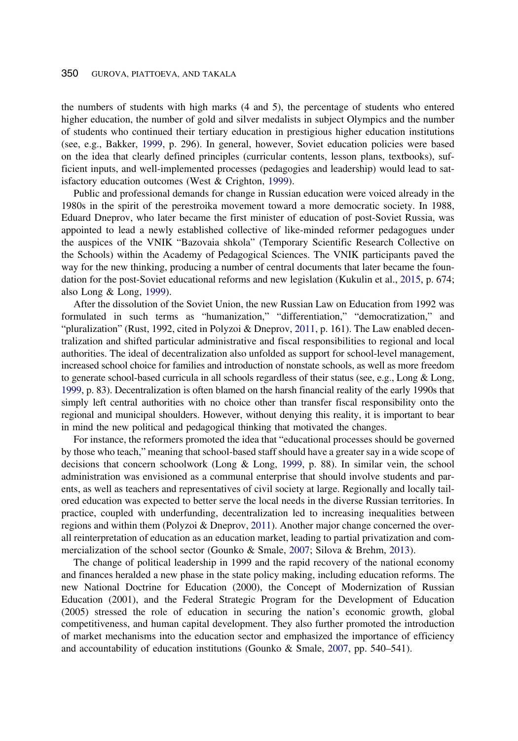the numbers of students with high marks (4 and 5), the percentage of students who entered higher education, the number of gold and silver medalists in subject Olympics and the number of students who continued their tertiary education in prestigious higher education institutions (see, e.g., Bakker, 1999, p. 296). In general, however, Soviet education policies were based on the idea that clearly defined principles (curricular contents, lesson plans, textbooks), sufficient inputs, and well-implemented processes (pedagogies and leadership) would lead to satisfactory education outcomes (West & Crighton, 1999).

Public and professional demands for change in Russian education were voiced already in the 1980s in the spirit of the perestroika movement toward a more democratic society. In 1988, Eduard Dneprov, who later became the first minister of education of post-Soviet Russia, was appointed to lead a newly established collective of like-minded reformer pedagogues under the auspices of the VNIK "Bazovaia shkola" (Temporary Scientific Research Collective on the Schools) within the Academy of Pedagogical Sciences. The VNIK participants paved the way for the new thinking, producing a number of central documents that later became the foundation for the post-Soviet educational reforms and new legislation (Kukulin et al., 2015, p. 674; also Long & Long, 1999).

After the dissolution of the Soviet Union, the new Russian Law on Education from 1992 was formulated in such terms as "humanization," "differentiation," "democratization," and "pluralization" (Rust, 1992, cited in Polyzoi & Dneprov, 2011, p. 161). The Law enabled decentralization and shifted particular administrative and fiscal responsibilities to regional and local authorities. The ideal of decentralization also unfolded as support for school-level management, increased school choice for families and introduction of nonstate schools, as well as more freedom to generate school-based curricula in all schools regardless of their status (see, e.g., Long & Long, 1999, p. 83). Decentralization is often blamed on the harsh financial reality of the early 1990s that simply left central authorities with no choice other than transfer fiscal responsibility onto the regional and municipal shoulders. However, without denying this reality, it is important to bear in mind the new political and pedagogical thinking that motivated the changes.

For instance, the reformers promoted the idea that "educational processes should be governed by those who teach," meaning that school-based staff should have a greater say in a wide scope of decisions that concern schoolwork (Long & Long, 1999, p. 88). In similar vein, the school administration was envisioned as a communal enterprise that should involve students and parents, as well as teachers and representatives of civil society at large. Regionally and locally tailored education was expected to better serve the local needs in the diverse Russian territories. In practice, coupled with underfunding, decentralization led to increasing inequalities between regions and within them (Polyzoi & Dneprov, 2011). Another major change concerned the overall reinterpretation of education as an education market, leading to partial privatization and commercialization of the school sector (Gounko & Smale, 2007; Silova & Brehm, 2013).

The change of political leadership in 1999 and the rapid recovery of the national economy and finances heralded a new phase in the state policy making, including education reforms. The new National Doctrine for Education (2000), the Concept of Modernization of Russian Education (2001), and the Federal Strategic Program for the Development of Education (2005) stressed the role of education in securing the nation's economic growth, global competitiveness, and human capital development. They also further promoted the introduction of market mechanisms into the education sector and emphasized the importance of efficiency and accountability of education institutions (Gounko & Smale, 2007, pp. 540–541).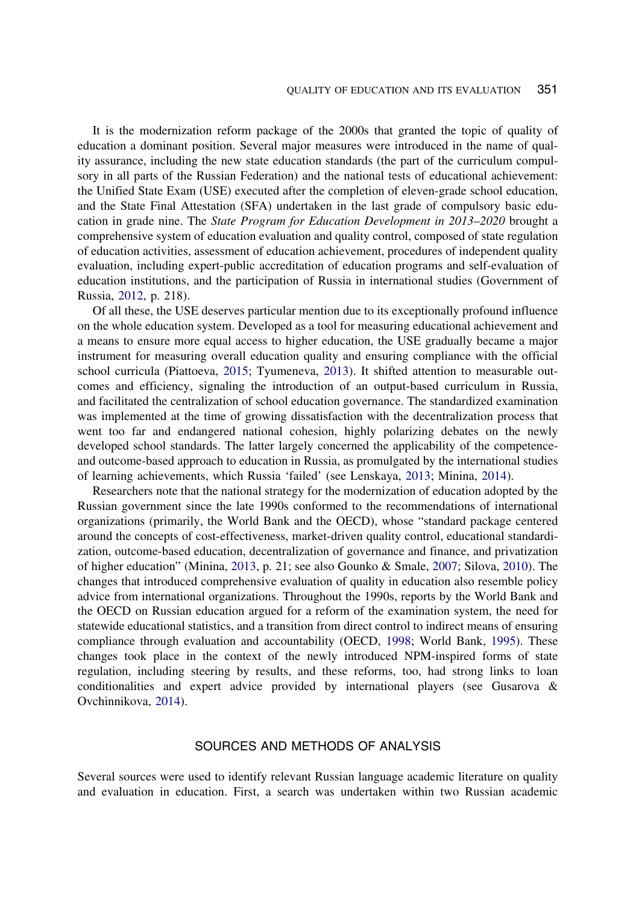It is the modernization reform package of the 2000s that granted the topic of quality of education a dominant position. Several major measures were introduced in the name of quality assurance, including the new state education standards (the part of the curriculum compulsory in all parts of the Russian Federation) and the national tests of educational achievement: the Unified State Exam (USE) executed after the completion of eleven-grade school education, and the State Final Attestation (SFA) undertaken in the last grade of compulsory basic education in grade nine. The *State Program for Education Development in 2013–2020* brought a comprehensive system of education evaluation and quality control, composed of state regulation of education activities, assessment of education achievement, procedures of independent quality evaluation, including expert-public accreditation of education programs and self-evaluation of education institutions, and the participation of Russia in international studies (Government of Russia, 2012, p. 218).

Of all these, the USE deserves particular mention due to its exceptionally profound influence on the whole education system. Developed as a tool for measuring educational achievement and a means to ensure more equal access to higher education, the USE gradually became a major instrument for measuring overall education quality and ensuring compliance with the official school curricula (Piattoeva, 2015; Tyumeneva, 2013). It shifted attention to measurable outcomes and efficiency, signaling the introduction of an output-based curriculum in Russia, and facilitated the centralization of school education governance. The standardized examination was implemented at the time of growing dissatisfaction with the decentralization process that went too far and endangered national cohesion, highly polarizing debates on the newly developed school standards. The latter largely concerned the applicability of the competence- and outcome-based approach to education in Russia, as promulgated by the international studies of learning achievements, which Russia 'failed' (see Lenskaya, 2013; Minina, 2014).

Researchers note that the national strategy for the modernization of education adopted by the Russian government since the late 1990s conformed to the recommendations of international organizations (primarily, the World Bank and the OECD), whose "standard package centered around the concepts of cost-effectiveness, market-driven quality control, educational standardization, outcome-based education, decentralization of governance and finance, and privatization of higher education" (Minina, 2013, p. 21; see also Gounko & Smale, 2007; Silova, 2010). The changes that introduced comprehensive evaluation of quality in education also resemble policy advice from international organizations. Throughout the 1990s, reports by the World Bank and the OECD on Russian education argued for a reform of the examination system, the need for statewide educational statistics, and a transition from direct control to indirect means of ensuring compliance through evaluation and accountability (OECD, 1998; World Bank, 1995). These changes took place in the context of the newly introduced NPM-inspired forms of state regulation, including steering by results, and these reforms, too, had strong links to loan conditionalities and expert advice provided by international players (see Gusarova & Ovchinnikova, 2014).

## SOURCES AND METHODS OF ANALYSIS

Several sources were used to identify relevant Russian language academic literature on quality and evaluation in education. First, a search was undertaken within two Russian academic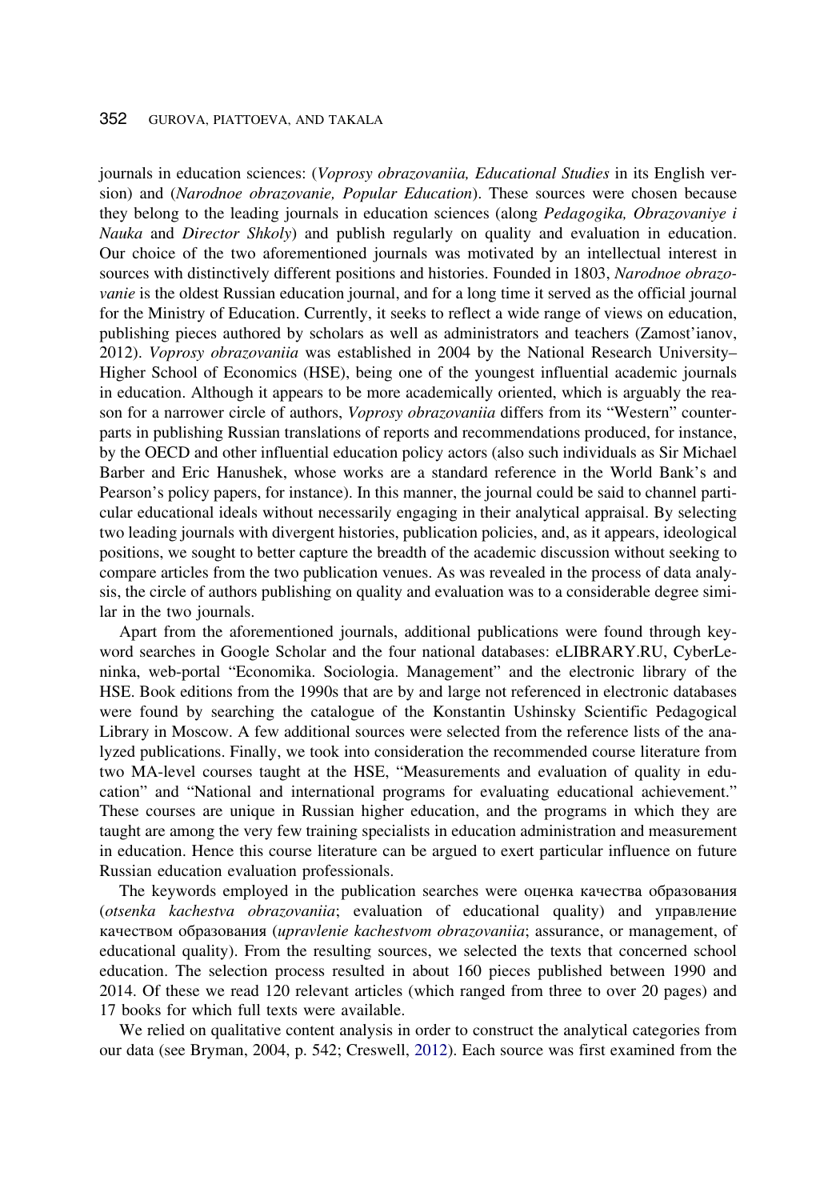journals in education sciences: (*Voprosy obrazovaniia, Educational Studies* in its English version) and (*Narodnoe obrazovanie, Popular Education*). These sources were chosen because they belong to the leading journals in education sciences (along *Pedagogika, Obrazovaniye i Nauka* and *Director Shkoly*) and publish regularly on quality and evaluation in education. Our choice of the two aforementioned journals was motivated by an intellectual interest in sources with distinctively different positions and histories. Founded in 1803, *Narodnoe obrazovanie* is the oldest Russian education journal, and for a long time it served as the official journal for the Ministry of Education. Currently, it seeks to reflect a wide range of views on education, publishing pieces authored by scholars as well as administrators and teachers (Zamost'ianov, 2012). *Voprosy obrazovaniia* was established in 2004 by the National Research University–Higher School of Economics (HSE), being one of the youngest influential academic journals in education. Although it appears to be more academically oriented, which is arguably the reason for a narrower circle of authors, *Voprosy obrazovaniia* differs from its "Western" counterparts in publishing Russian translations of reports and recommendations produced, for instance, by the OECD and other influential education policy actors (also such individuals as Sir Michael Barber and Eric Hanushek, whose works are a standard reference in the World Bank's and Pearson's policy papers, for instance). In this manner, the journal could be said to channel particular educational ideals without necessarily engaging in their analytical appraisal. By selecting two leading journals with divergent histories, publication policies, and, as it appears, ideological positions, we sought to better capture the breadth of the academic discussion without seeking to compare articles from the two publication venues. As was revealed in the process of data analysis, the circle of authors publishing on quality and evaluation was to a considerable degree similar in the two journals.

Apart from the aforementioned journals, additional publications were found through keyword searches in Google Scholar and the four national databases: eLIBRARY.RU, CyberLeninka, web-portal "Economika. Sociologia. Management" and the electronic library of the HSE. Book editions from the 1990s that are by and large not referenced in electronic databases were found by searching the catalogue of the Konstantin Ushinsky Scientific Pedagogical Library in Moscow. A few additional sources were selected from the reference lists of the analyzed publications. Finally, we took into consideration the recommended course literature from two MA-level courses taught at the HSE, "Measurements and evaluation of quality in education" and "National and international programs for evaluating educational achievement." These courses are unique in Russian higher education, and the programs in which they are taught are among the very few training specialists in education administration and measurement in education. Hence this course literature can be argued to exert particular influence on future Russian education evaluation professionals.

The keywords employed in the publication searches were оценка качества образования (*otsenka kachestva obrazovaniia*; evaluation of educational quality) and управление качеством образования (*upravlenie kachestvom obrazovaniia*; assurance, or management, of educational quality). From the resulting sources, we selected the texts that concerned school education. The selection process resulted in about 160 pieces published between 1990 and 2014. Of these we read 120 relevant articles (which ranged from three to over 20 pages) and 17 books for which full texts were available.

We relied on qualitative content analysis in order to construct the analytical categories from our data (see Bryman, 2004, p. 542; Creswell, 2012). Each source was first examined from the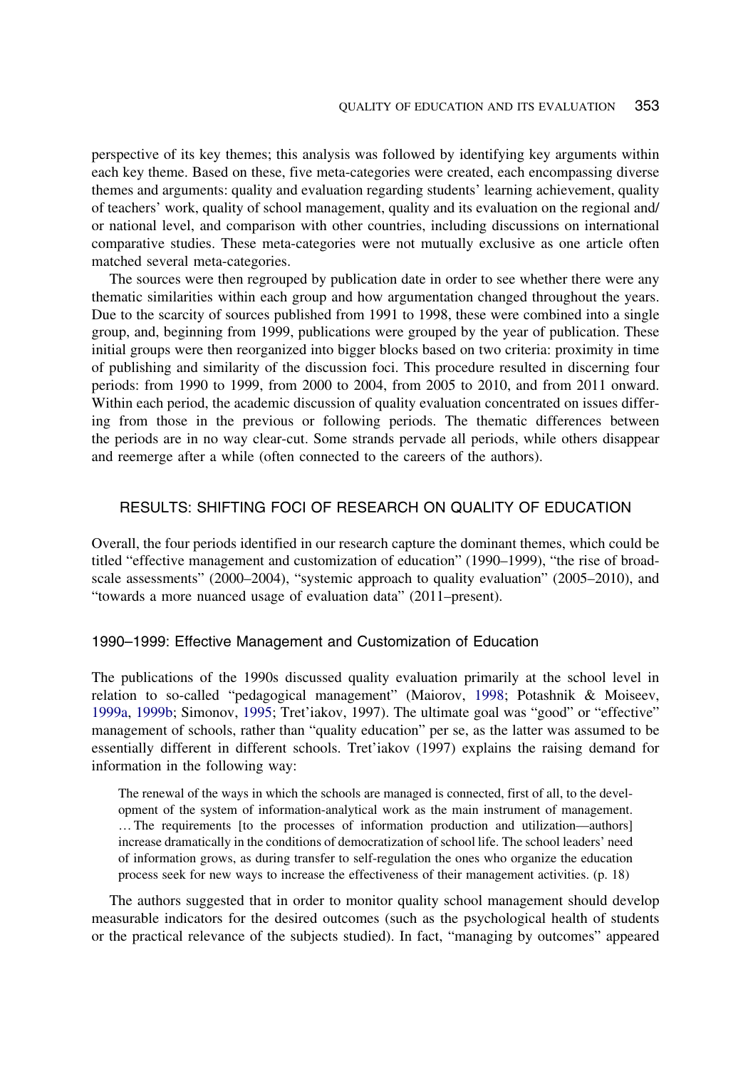perspective of its key themes; this analysis was followed by identifying key arguments within each key theme. Based on these, five meta-categories were created, each encompassing diverse themes and arguments: quality and evaluation regarding students' learning achievement, quality of teachers' work, quality of school management, quality and its evaluation on the regional and/ or national level, and comparison with other countries, including discussions on international comparative studies. These meta-categories were not mutually exclusive as one article often matched several meta-categories.

The sources were then regrouped by publication date in order to see whether there were any thematic similarities within each group and how argumentation changed throughout the years. Due to the scarcity of sources published from 1991 to 1998, these were combined into a single group, and, beginning from 1999, publications were grouped by the year of publication. These initial groups were then reorganized into bigger blocks based on two criteria: proximity in time of publishing and similarity of the discussion foci. This procedure resulted in discerning four periods: from 1990 to 1999, from 2000 to 2004, from 2005 to 2010, and from 2011 onward. Within each period, the academic discussion of quality evaluation concentrated on issues differing from those in the previous or following periods. The thematic differences between the periods are in no way clear-cut. Some strands pervade all periods, while others disappear and reemerge after a while (often connected to the careers of the authors).

## RESULTS: SHIFTING FOCI OF RESEARCH ON QUALITY OF EDUCATION

Overall, the four periods identified in our research capture the dominant themes, which could be titled "effective management and customization of education" (1990–1999), "the rise of broad-scale assessments" (2000–2004), "systemic approach to quality evaluation" (2005–2010), and "towards a more nuanced usage of evaluation data" (2011–present).

### 1990–1999: Effective Management and Customization of Education

The publications of the 1990s discussed quality evaluation primarily at the school level in relation to so-called "pedagogical management" (Maiorov, 1998; Potashnik & Moiseev, 1999a, 1999b; Simonov, 1995; Tret'iakov, 1997). The ultimate goal was "good" or "effective" management of schools, rather than "quality education" per se, as the latter was assumed to be essentially different in different schools. Tret'iakov (1997) explains the raising demand for information in the following way:

> The renewal of the ways in which the schools are managed is connected, first of all, to the development of the system of information-analytical work as the main instrument of management. … The requirements [to the processes of information production and utilization—authors] increase dramatically in the conditions of democratization of school life. The school leaders' need of information grows, as during transfer to self-regulation the ones who organize the education process seek for new ways to increase the effectiveness of their management activities. (p. 18)

The authors suggested that in order to monitor quality school management should develop measurable indicators for the desired outcomes (such as the psychological health of students or the practical relevance of the subjects studied). In fact, "managing by outcomes" appeared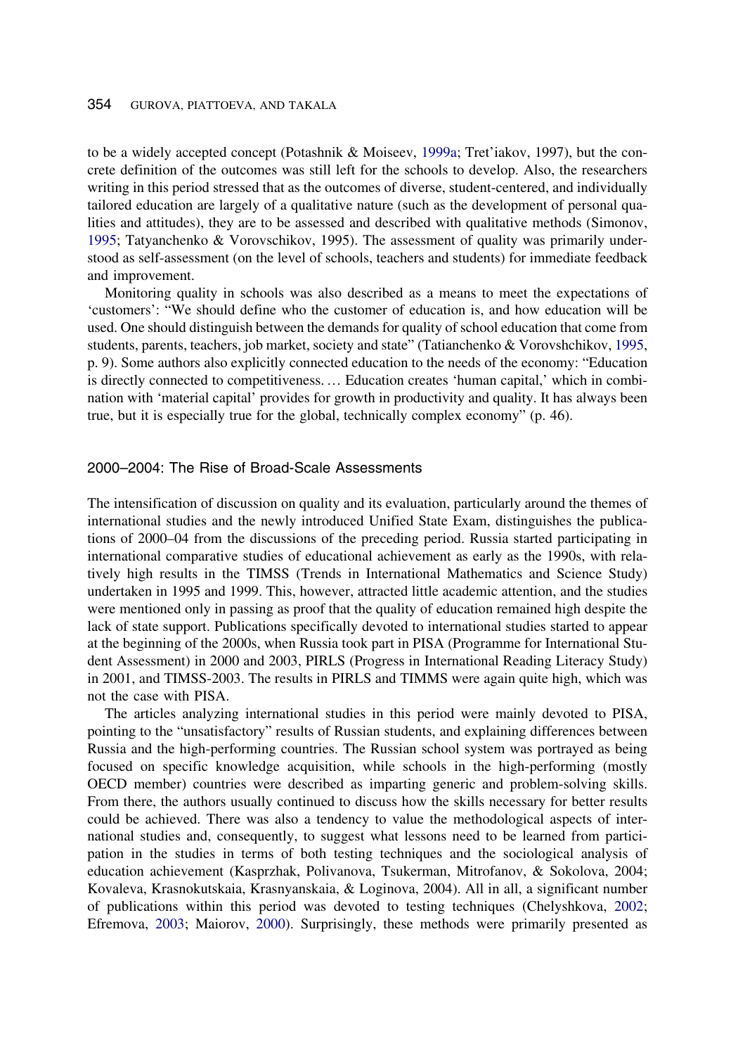to be a widely accepted concept (Potashnik & Moiseev, 1999a; Tret'iakov, 1997), but the concrete definition of the outcomes was still left for the schools to develop. Also, the researchers writing in this period stressed that as the outcomes of diverse, student-centered, and individually tailored education are largely of a qualitative nature (such as the development of personal qualities and attitudes), they are to be assessed and described with qualitative methods (Simonov, 1995; Tatyanchenko & Vorovschikov, 1995). The assessment of quality was primarily understood as self-assessment (on the level of schools, teachers and students) for immediate feedback and improvement.

Monitoring quality in schools was also described as a means to meet the expectations of 'customers': "We should define who the customer of education is, and how education will be used. One should distinguish between the demands for quality of school education that come from students, parents, teachers, job market, society and state" (Tatianchenko & Vorovshchikov, 1995, p. 9). Some authors also explicitly connected education to the needs of the economy: "Education is directly connected to competitiveness. … Education creates 'human capital,' which in combination with 'material capital' provides for growth in productivity and quality. It has always been true, but it is especially true for the global, technically complex economy" (p. 46).

## 2000–2004: The Rise of Broad-Scale Assessments

The intensification of discussion on quality and its evaluation, particularly around the themes of international studies and the newly introduced Unified State Exam, distinguishes the publications of 2000–04 from the discussions of the preceding period. Russia started participating in international comparative studies of educational achievement as early as the 1990s, with relatively high results in the TIMSS (Trends in International Mathematics and Science Study) undertaken in 1995 and 1999. This, however, attracted little academic attention, and the studies were mentioned only in passing as proof that the quality of education remained high despite the lack of state support. Publications specifically devoted to international studies started to appear at the beginning of the 2000s, when Russia took part in PISA (Programme for International Student Assessment) in 2000 and 2003, PIRLS (Progress in International Reading Literacy Study) in 2001, and TIMSS-2003. The results in PIRLS and TIMMS were again quite high, which was not the case with PISA.

The articles analyzing international studies in this period were mainly devoted to PISA, pointing to the "unsatisfactory" results of Russian students, and explaining differences between Russia and the high-performing countries. The Russian school system was portrayed as being focused on specific knowledge acquisition, while schools in the high-performing (mostly OECD member) countries were described as imparting generic and problem-solving skills. From there, the authors usually continued to discuss how the skills necessary for better results could be achieved. There was also a tendency to value the methodological aspects of international studies and, consequently, to suggest what lessons need to be learned from participation in the studies in terms of both testing techniques and the sociological analysis of education achievement (Kasprzhak, Polivanova, Tsukerman, Mitrofanov, & Sokolova, 2004; Kovaleva, Krasnokutskaia, Krasnyanskaia, & Loginova, 2004). All in all, a significant number of publications within this period was devoted to testing techniques (Chelyshkova, 2002; Efremova, 2003; Maiorov, 2000). Surprisingly, these methods were primarily presented as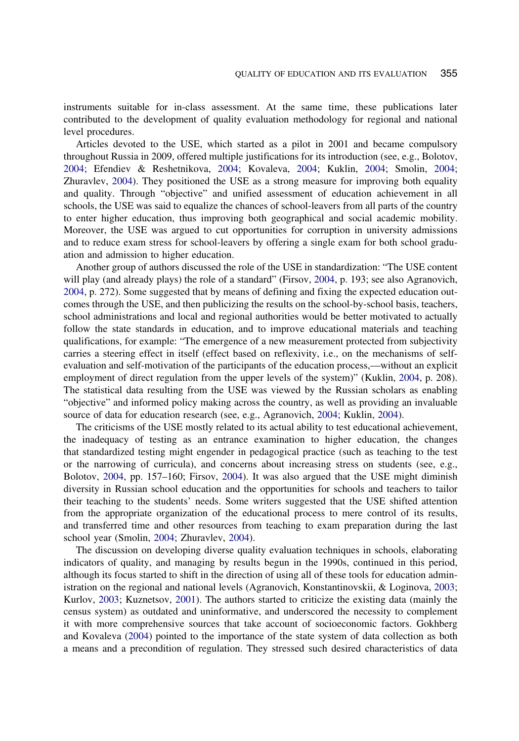instruments suitable for in-class assessment. At the same time, these publications later contributed to the development of quality evaluation methodology for regional and national level procedures.

Articles devoted to the USE, which started as a pilot in 2001 and became compulsory throughout Russia in 2009, offered multiple justifications for its introduction (see, e.g., Bolotov, 2004; Efendiev & Reshetnikova, 2004; Kovaleva, 2004; Kuklin, 2004; Smolin, 2004; Zhuravlev, 2004). They positioned the USE as a strong measure for improving both equality and quality. Through "objective" and unified assessment of education achievement in all schools, the USE was said to equalize the chances of school-leavers from all parts of the country to enter higher education, thus improving both geographical and social academic mobility. Moreover, the USE was argued to cut opportunities for corruption in university admissions and to reduce exam stress for school-leavers by offering a single exam for both school graduation and admission to higher education.

Another group of authors discussed the role of the USE in standardization: "The USE content will play (and already plays) the role of a standard" (Firsov, 2004, p. 193; see also Agranovich, 2004, p. 272). Some suggested that by means of defining and fixing the expected education outcomes through the USE, and then publicizing the results on the school-by-school basis, teachers, school administrations and local and regional authorities would be better motivated to actually follow the state standards in education, and to improve educational materials and teaching qualifications, for example: "The emergence of a new measurement protected from subjectivity carries a steering effect in itself (effect based on reflexivity, i.e., on the mechanisms of self-evaluation and self-motivation of the participants of the education process,—without an explicit employment of direct regulation from the upper levels of the system)" (Kuklin, 2004, p. 208). The statistical data resulting from the USE was viewed by the Russian scholars as enabling "objective" and informed policy making across the country, as well as providing an invaluable source of data for education research (see, e.g., Agranovich, 2004; Kuklin, 2004).

The criticisms of the USE mostly related to its actual ability to test educational achievement, the inadequacy of testing as an entrance examination to higher education, the changes that standardized testing might engender in pedagogical practice (such as teaching to the test or the narrowing of curricula), and concerns about increasing stress on students (see, e.g., Bolotov, 2004, pp. 157–160; Firsov, 2004). It was also argued that the USE might diminish diversity in Russian school education and the opportunities for schools and teachers to tailor their teaching to the students' needs. Some writers suggested that the USE shifted attention from the appropriate organization of the educational process to mere control of its results, and transferred time and other resources from teaching to exam preparation during the last school year (Smolin, 2004; Zhuravlev, 2004).

The discussion on developing diverse quality evaluation techniques in schools, elaborating indicators of quality, and managing by results begun in the 1990s, continued in this period, although its focus started to shift in the direction of using all of these tools for education administration on the regional and national levels (Agranovich, Konstantinovskii, & Loginova, 2003; Kurlov, 2003; Kuznetsov, 2001). The authors started to criticize the existing data (mainly the census system) as outdated and uninformative, and underscored the necessity to complement it with more comprehensive sources that take account of socioeconomic factors. Gokhberg and Kovaleva (2004) pointed to the importance of the state system of data collection as both a means and a precondition of regulation. They stressed such desired characteristics of data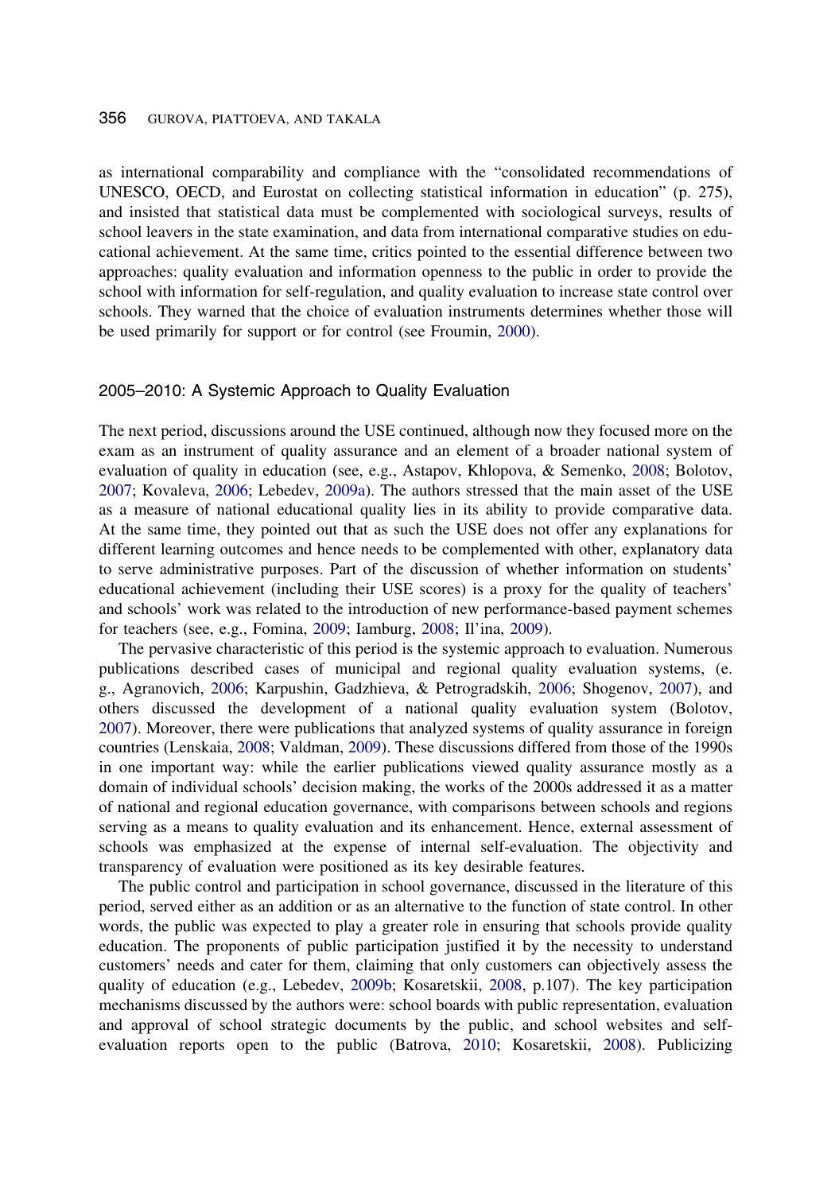as international comparability and compliance with the "consolidated recommendations of UNESCO, OECD, and Eurostat on collecting statistical information in education" (p. 275), and insisted that statistical data must be complemented with sociological surveys, results of school leavers in the state examination, and data from international comparative studies on educational achievement. At the same time, critics pointed to the essential difference between two approaches: quality evaluation and information openness to the public in order to provide the school with information for self-regulation, and quality evaluation to increase state control over schools. They warned that the choice of evaluation instruments determines whether those will be used primarily for support or for control (see Froumin, 2000).

### 2005–2010: A Systemic Approach to Quality Evaluation

The next period, discussions around the USE continued, although now they focused more on the exam as an instrument of quality assurance and an element of a broader national system of evaluation of quality in education (see, e.g., Astapov, Khlopova, & Semenko, 2008; Bolotov, 2007; Kovaleva, 2006; Lebedev, 2009a). The authors stressed that the main asset of the USE as a measure of national educational quality lies in its ability to provide comparative data. At the same time, they pointed out that as such the USE does not offer any explanations for different learning outcomes and hence needs to be complemented with other, explanatory data to serve administrative purposes. Part of the discussion of whether information on students' educational achievement (including their USE scores) is a proxy for the quality of teachers' and schools' work was related to the introduction of new performance-based payment schemes for teachers (see, e.g., Fomina, 2009; Iamburg, 2008; Il'ina, 2009).

The pervasive characteristic of this period is the systemic approach to evaluation. Numerous publications described cases of municipal and regional quality evaluation systems, (e.g., Agranovich, 2006; Karpushin, Gadzhieva, & Petrogradskih, 2006; Shogenov, 2007), and others discussed the development of a national quality evaluation system (Bolotov, 2007). Moreover, there were publications that analyzed systems of quality assurance in foreign countries (Lenskaia, 2008; Valdman, 2009). These discussions differed from those of the 1990s in one important way: while the earlier publications viewed quality assurance mostly as a domain of individual schools' decision making, the works of the 2000s addressed it as a matter of national and regional education governance, with comparisons between schools and regions serving as a means to quality evaluation and its enhancement. Hence, external assessment of schools was emphasized at the expense of internal self-evaluation. The objectivity and transparency of evaluation were positioned as its key desirable features.

The public control and participation in school governance, discussed in the literature of this period, served either as an addition or as an alternative to the function of state control. In other words, the public was expected to play a greater role in ensuring that schools provide quality education. The proponents of public participation justified it by the necessity to understand customers' needs and cater for them, claiming that only customers can objectively assess the quality of education (e.g., Lebedev, 2009b; Kosaretskii, 2008, p.107). The key participation mechanisms discussed by the authors were: school boards with public representation, evaluation and approval of school strategic documents by the public, and school websites and self-evaluation reports open to the public (Batrova, 2010; Kosaretskii, 2008). Publicizing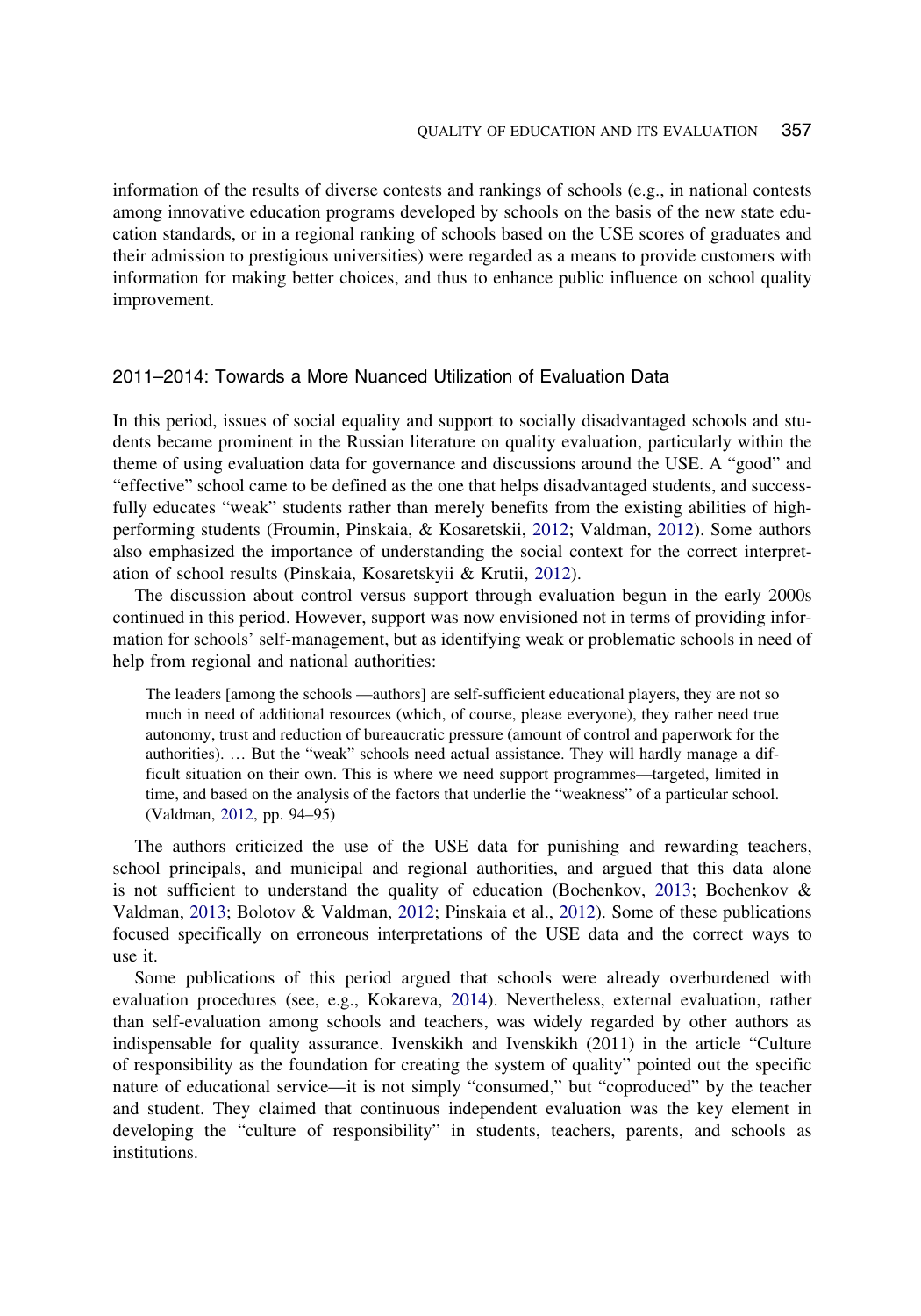information of the results of diverse contests and rankings of schools (e.g., in national contests among innovative education programs developed by schools on the basis of the new state education standards, or in a regional ranking of schools based on the USE scores of graduates and their admission to prestigious universities) were regarded as a means to provide customers with information for making better choices, and thus to enhance public influence on school quality improvement.

## 2011–2014: Towards a More Nuanced Utilization of Evaluation Data

In this period, issues of social equality and support to socially disadvantaged schools and students became prominent in the Russian literature on quality evaluation, particularly within the theme of using evaluation data for governance and discussions around the USE. A "good" and "effective" school came to be defined as the one that helps disadvantaged students, and successfully educates "weak" students rather than merely benefits from the existing abilities of high-performing students (Froumin, Pinskaia, & Kosaretskii, 2012; Valdman, 2012). Some authors also emphasized the importance of understanding the social context for the correct interpretation of school results (Pinskaia, Kosaretskyii & Krutii, 2012).

The discussion about control versus support through evaluation begun in the early 2000s continued in this period. However, support was now envisioned not in terms of providing information for schools' self-management, but as identifying weak or problematic schools in need of help from regional and national authorities:

> The leaders [among the schools —authors] are self-sufficient educational players, they are not so much in need of additional resources (which, of course, please everyone), they rather need true autonomy, trust and reduction of bureaucratic pressure (amount of control and paperwork for the authorities). … But the "weak" schools need actual assistance. They will hardly manage a difficult situation on their own. This is where we need support programmes—targeted, limited in time, and based on the analysis of the factors that underlie the "weakness" of a particular school. (Valdman, 2012, pp. 94–95)

The authors criticized the use of the USE data for punishing and rewarding teachers, school principals, and municipal and regional authorities, and argued that this data alone is not sufficient to understand the quality of education (Bochenkov, 2013; Bochenkov & Valdman, 2013; Bolotov & Valdman, 2012; Pinskaia et al., 2012). Some of these publications focused specifically on erroneous interpretations of the USE data and the correct ways to use it.

Some publications of this period argued that schools were already overburdened with evaluation procedures (see, e.g., Kokareva, 2014). Nevertheless, external evaluation, rather than self-evaluation among schools and teachers, was widely regarded by other authors as indispensable for quality assurance. Ivenskikh and Ivenskikh (2011) in the article "Culture of responsibility as the foundation for creating the system of quality" pointed out the specific nature of educational service—it is not simply "consumed," but "coproduced" by the teacher and student. They claimed that continuous independent evaluation was the key element in developing the "culture of responsibility" in students, teachers, parents, and schools as institutions.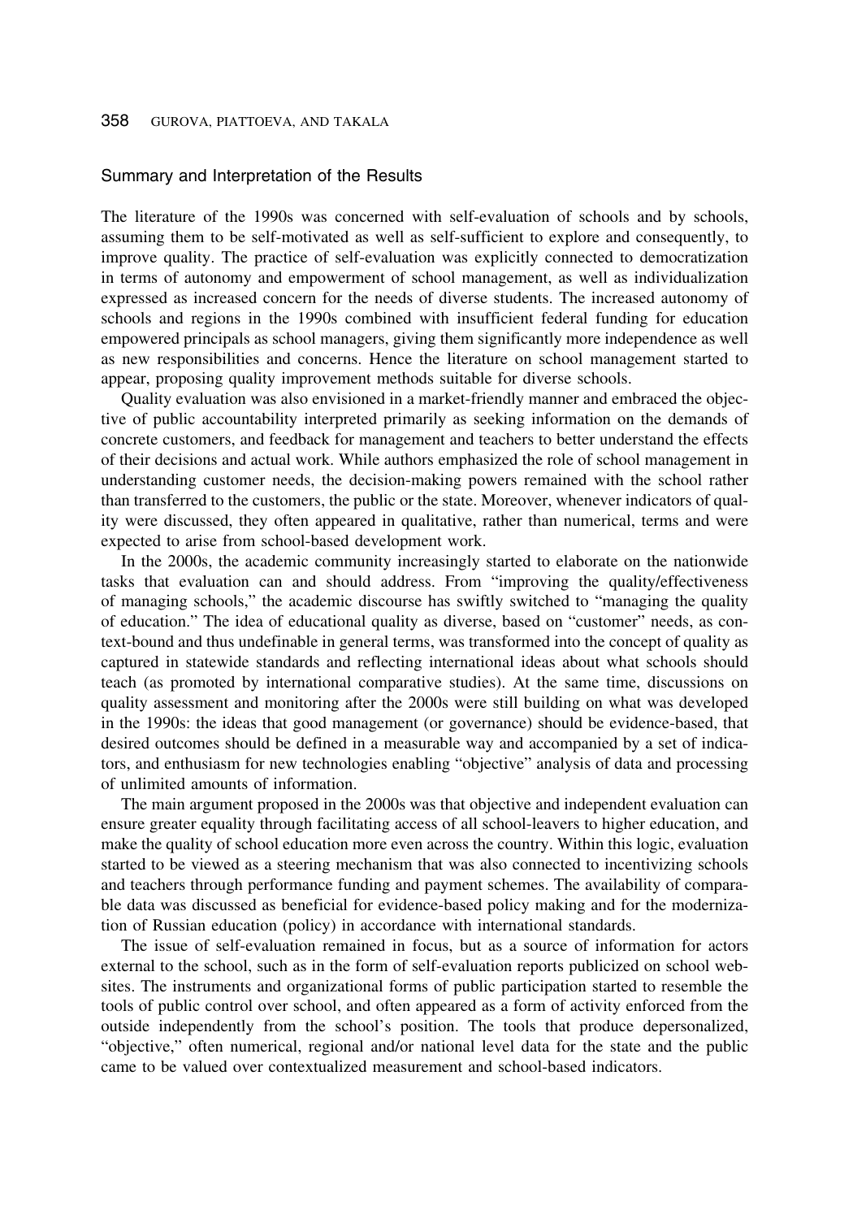## Summary and Interpretation of the Results

The literature of the 1990s was concerned with self-evaluation of schools and by schools, assuming them to be self-motivated as well as self-sufficient to explore and consequently, to improve quality. The practice of self-evaluation was explicitly connected to democratization in terms of autonomy and empowerment of school management, as well as individualization expressed as increased concern for the needs of diverse students. The increased autonomy of schools and regions in the 1990s combined with insufficient federal funding for education empowered principals as school managers, giving them significantly more independence as well as new responsibilities and concerns. Hence the literature on school management started to appear, proposing quality improvement methods suitable for diverse schools.

Quality evaluation was also envisioned in a market-friendly manner and embraced the objective of public accountability interpreted primarily as seeking information on the demands of concrete customers, and feedback for management and teachers to better understand the effects of their decisions and actual work. While authors emphasized the role of school management in understanding customer needs, the decision-making powers remained with the school rather than transferred to the customers, the public or the state. Moreover, whenever indicators of quality were discussed, they often appeared in qualitative, rather than numerical, terms and were expected to arise from school-based development work.

In the 2000s, the academic community increasingly started to elaborate on the nationwide tasks that evaluation can and should address. From "improving the quality/effectiveness of managing schools," the academic discourse has swiftly switched to "managing the quality of education." The idea of educational quality as diverse, based on "customer" needs, as context-bound and thus undefinable in general terms, was transformed into the concept of quality as captured in statewide standards and reflecting international ideas about what schools should teach (as promoted by international comparative studies). At the same time, discussions on quality assessment and monitoring after the 2000s were still building on what was developed in the 1990s: the ideas that good management (or governance) should be evidence-based, that desired outcomes should be defined in a measurable way and accompanied by a set of indicators, and enthusiasm for new technologies enabling "objective" analysis of data and processing of unlimited amounts of information.

The main argument proposed in the 2000s was that objective and independent evaluation can ensure greater equality through facilitating access of all school-leavers to higher education, and make the quality of school education more even across the country. Within this logic, evaluation started to be viewed as a steering mechanism that was also connected to incentivizing schools and teachers through performance funding and payment schemes. The availability of comparable data was discussed as beneficial for evidence-based policy making and for the modernization of Russian education (policy) in accordance with international standards.

The issue of self-evaluation remained in focus, but as a source of information for actors external to the school, such as in the form of self-evaluation reports publicized on school websites. The instruments and organizational forms of public participation started to resemble the tools of public control over school, and often appeared as a form of activity enforced from the outside independently from the school's position. The tools that produce depersonalized, "objective," often numerical, regional and/or national level data for the state and the public came to be valued over contextualized measurement and school-based indicators.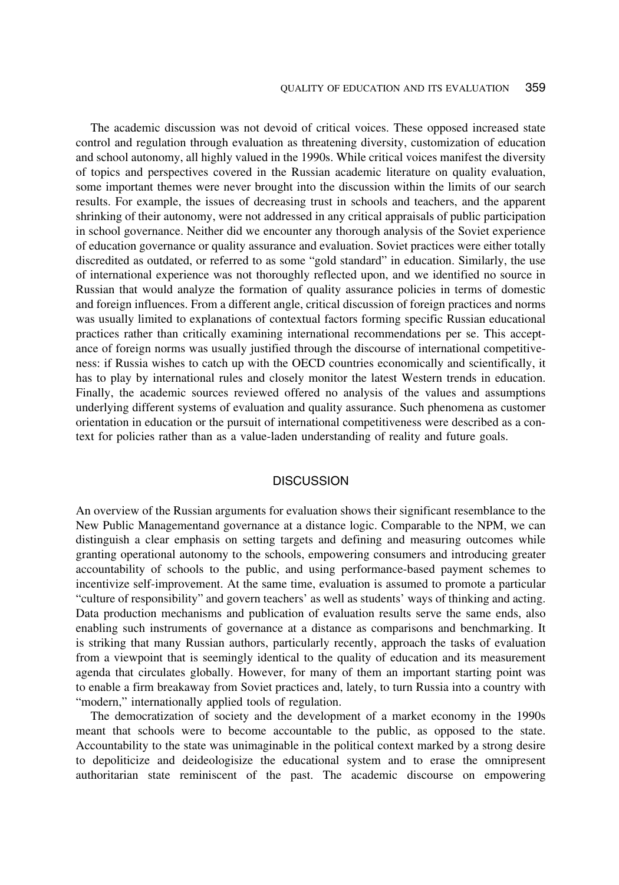The academic discussion was not devoid of critical voices. These opposed increased state control and regulation through evaluation as threatening diversity, customization of education and school autonomy, all highly valued in the 1990s. While critical voices manifest the diversity of topics and perspectives covered in the Russian academic literature on quality evaluation, some important themes were never brought into the discussion within the limits of our search results. For example, the issues of decreasing trust in schools and teachers, and the apparent shrinking of their autonomy, were not addressed in any critical appraisals of public participation in school governance. Neither did we encounter any thorough analysis of the Soviet experience of education governance or quality assurance and evaluation. Soviet practices were either totally discredited as outdated, or referred to as some "gold standard" in education. Similarly, the use of international experience was not thoroughly reflected upon, and we identified no source in Russian that would analyze the formation of quality assurance policies in terms of domestic and foreign influences. From a different angle, critical discussion of foreign practices and norms was usually limited to explanations of contextual factors forming specific Russian educational practices rather than critically examining international recommendations per se. This acceptance of foreign norms was usually justified through the discourse of international competitiveness: if Russia wishes to catch up with the OECD countries economically and scientifically, it has to play by international rules and closely monitor the latest Western trends in education. Finally, the academic sources reviewed offered no analysis of the values and assumptions underlying different systems of evaluation and quality assurance. Such phenomena as customer orientation in education or the pursuit of international competitiveness were described as a context for policies rather than as a value-laden understanding of reality and future goals.

## DISCUSSION

An overview of the Russian arguments for evaluation shows their significant resemblance to the New Public Managementand governance at a distance logic. Comparable to the NPM, we can distinguish a clear emphasis on setting targets and defining and measuring outcomes while granting operational autonomy to the schools, empowering consumers and introducing greater accountability of schools to the public, and using performance-based payment schemes to incentivize self-improvement. At the same time, evaluation is assumed to promote a particular "culture of responsibility" and govern teachers' as well as students' ways of thinking and acting. Data production mechanisms and publication of evaluation results serve the same ends, also enabling such instruments of governance at a distance as comparisons and benchmarking. It is striking that many Russian authors, particularly recently, approach the tasks of evaluation from a viewpoint that is seemingly identical to the quality of education and its measurement agenda that circulates globally. However, for many of them an important starting point was to enable a firm breakaway from Soviet practices and, lately, to turn Russia into a country with "modern," internationally applied tools of regulation.

The democratization of society and the development of a market economy in the 1990s meant that schools were to become accountable to the public, as opposed to the state. Accountability to the state was unimaginable in the political context marked by a strong desire to depoliticize and deideologisize the educational system and to erase the omnipresent authoritarian state reminiscent of the past. The academic discourse on empowering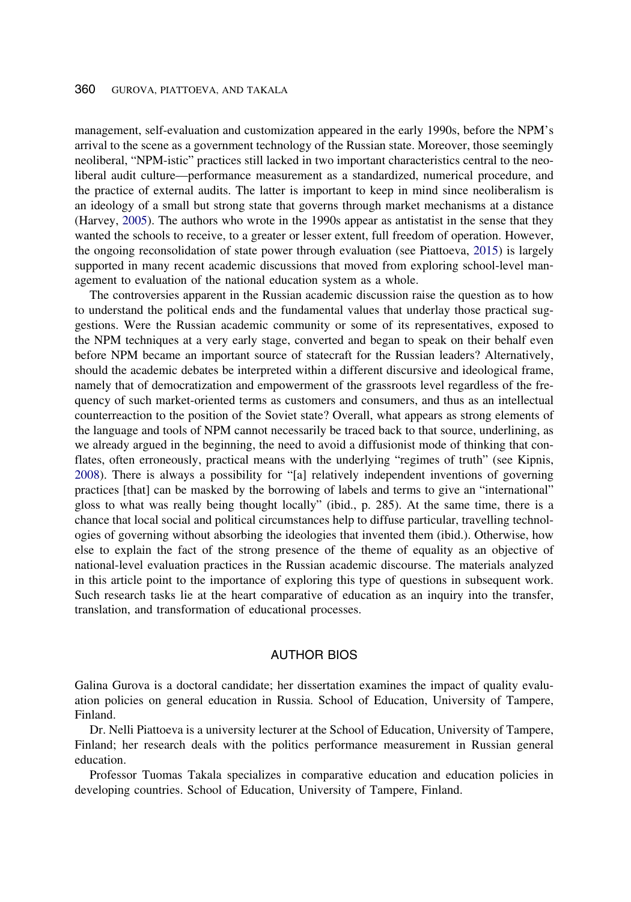management, self-evaluation and customization appeared in the early 1990s, before the NPM's arrival to the scene as a government technology of the Russian state. Moreover, those seemingly neoliberal, "NPM-istic" practices still lacked in two important characteristics central to the neoliberal audit culture—performance measurement as a standardized, numerical procedure, and the practice of external audits. The latter is important to keep in mind since neoliberalism is an ideology of a small but strong state that governs through market mechanisms at a distance (Harvey, 2005). The authors who wrote in the 1990s appear as antistatist in the sense that they wanted the schools to receive, to a greater or lesser extent, full freedom of operation. However, the ongoing reconsolidation of state power through evaluation (see Piattoeva, 2015) is largely supported in many recent academic discussions that moved from exploring school-level management to evaluation of the national education system as a whole.

The controversies apparent in the Russian academic discussion raise the question as to how to understand the political ends and the fundamental values that underlay those practical suggestions. Were the Russian academic community or some of its representatives, exposed to the NPM techniques at a very early stage, converted and began to speak on their behalf even before NPM became an important source of statecraft for the Russian leaders? Alternatively, should the academic debates be interpreted within a different discursive and ideological frame, namely that of democratization and empowerment of the grassroots level regardless of the frequency of such market-oriented terms as customers and consumers, and thus as an intellectual counterreaction to the position of the Soviet state? Overall, what appears as strong elements of the language and tools of NPM cannot necessarily be traced back to that source, underlining, as we already argued in the beginning, the need to avoid a diffusionist mode of thinking that conflates, often erroneously, practical means with the underlying "regimes of truth" (see Kipnis, 2008). There is always a possibility for "[a] relatively independent inventions of governing practices [that] can be masked by the borrowing of labels and terms to give an "international" gloss to what was really being thought locally" (ibid., p. 285). At the same time, there is a chance that local social and political circumstances help to diffuse particular, travelling technologies of governing without absorbing the ideologies that invented them (ibid.). Otherwise, how else to explain the fact of the strong presence of the theme of equality as an objective of national-level evaluation practices in the Russian academic discourse. The materials analyzed in this article point to the importance of exploring this type of questions in subsequent work. Such research tasks lie at the heart comparative of education as an inquiry into the transfer, translation, and transformation of educational processes.

## AUTHOR BIOS

Galina Gurova is a doctoral candidate; her dissertation examines the impact of quality evaluation policies on general education in Russia. School of Education, University of Tampere, Finland.

Dr. Nelli Piattoeva is a university lecturer at the School of Education, University of Tampere, Finland; her research deals with the politics performance measurement in Russian general education.

Professor Tuomas Takala specializes in comparative education and education policies in developing countries. School of Education, University of Tampere, Finland.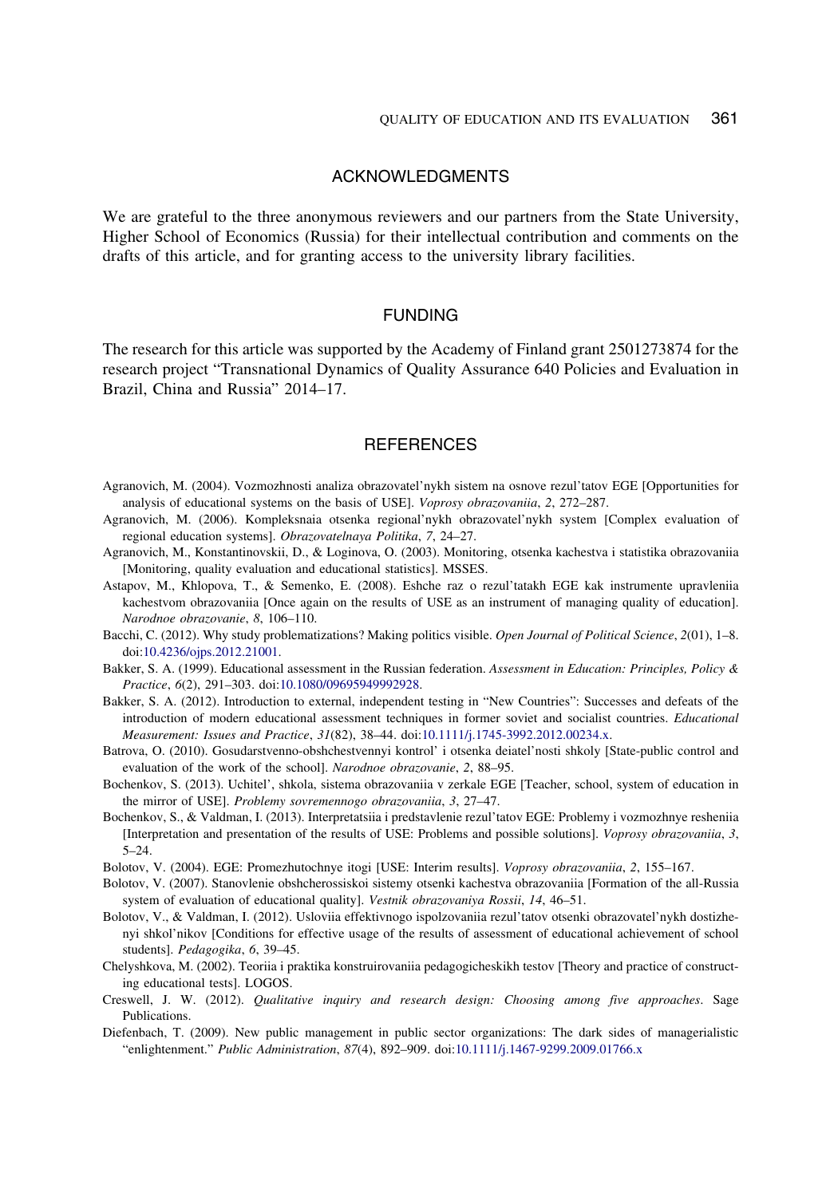## ACKNOWLEDGMENTS

We are grateful to the three anonymous reviewers and our partners from the State University, Higher School of Economics (Russia) for their intellectual contribution and comments on the drafts of this article, and for granting access to the university library facilities.

## FUNDING

The research for this article was supported by the Academy of Finland grant 2501273874 for the research project "Transnational Dynamics of Quality Assurance 640 Policies and Evaluation in Brazil, China and Russia" 2014–17.

## REFERENCES

Agranovich, M. (2004). Vozmozhnosti analiza obrazovatel'nykh sistem na osnove rezul'tatov EGE [Opportunities for analysis of educational systems on the basis of USE]. *Voprosy obrazovaniia*, *2*, 272–287.

Agranovich, M. (2006). Kompleksnaia otsenka regional'nykh obrazovatel'nykh system [Complex evaluation of regional education systems]. *Obrazovatelnaya Politika*, *7*, 24–27.

Agranovich, M., Konstantinovskii, D., & Loginova, O. (2003). Monitoring, otsenka kachestva i statistika obrazovaniia [Monitoring, quality evaluation and educational statistics]. MSSES.

Astapov, M., Khlopova, T., & Semenko, E. (2008). Eshche raz o rezul'tatakh EGE kak instrumente upravleniia kachestvom obrazovaniia [Once again on the results of USE as an instrument of managing quality of education]. *Narodnoe obrazovanie*, *8*, 106–110.

Bacchi, C. (2012). Why study problematizations? Making politics visible. *Open Journal of Political Science*, *2*(01), 1–8. doi:10.4236/ojps.2012.21001.

Bakker, S. A. (1999). Educational assessment in the Russian federation. *Assessment in Education: Principles, Policy & Practice*, *6*(2), 291–303. doi:10.1080/09695949992928.

Bakker, S. A. (2012). Introduction to external, independent testing in "New Countries": Successes and defeats of the introduction of modern educational assessment techniques in former soviet and socialist countries. *Educational Measurement: Issues and Practice*, *31*(82), 38–44. doi:10.1111/j.1745-3992.2012.00234.x.

Batrova, O. (2010). Gosudarstvenno-obshchestvennyi kontrol' i otsenka deiatel'nosti shkoly [State-public control and evaluation of the work of the school]. *Narodnoe obrazovanie*, *2*, 88–95.

Bochenkov, S. (2013). Uchitel', shkola, sistema obrazovaniia v zerkale EGE [Teacher, school, system of education in the mirror of USE]. *Problemy sovremennogo obrazovaniia*, *3*, 27–47.

Bochenkov, S., & Valdman, I. (2013). Interpretatsiia i predstavlenie rezul'tatov EGE: Problemy i vozmozhnye resheniia [Interpretation and presentation of the results of USE: Problems and possible solutions]. *Voprosy obrazovaniia*, *3*, 5–24.

Bolotov, V. (2004). EGE: Promezhutochnye itogi [USE: Interim results]. *Voprosy obrazovaniia*, *2*, 155–167.

Bolotov, V. (2007). Stanovlenie obshcherossiskoi sistemy otsenki kachestva obrazovaniia [Formation of the all-Russia system of evaluation of educational quality]. *Vestnik obrazovaniya Rossii*, *14*, 46–51.

Bolotov, V., & Valdman, I. (2012). Usloviia effektivnogo ispolzovaniia rezul'tatov otsenki obrazovatel'nykh dostizhenyi shkol'nikov [Conditions for effective usage of the results of assessment of educational achievement of school students]. *Pedagogika*, *6*, 39–45.

Chelyshkova, M. (2002). Teoriia i praktika konstruirovaniia pedagogicheskikh testov [Theory and practice of constructing educational tests]. LOGOS.

Creswell, J. W. (2012). *Qualitative inquiry and research design: Choosing among five approaches*. Sage Publications.

Diefenbach, T. (2009). New public management in public sector organizations: The dark sides of managerialistic "enlightenment." *Public Administration*, *87*(4), 892–909. doi:10.1111/j.1467-9299.2009.01766.x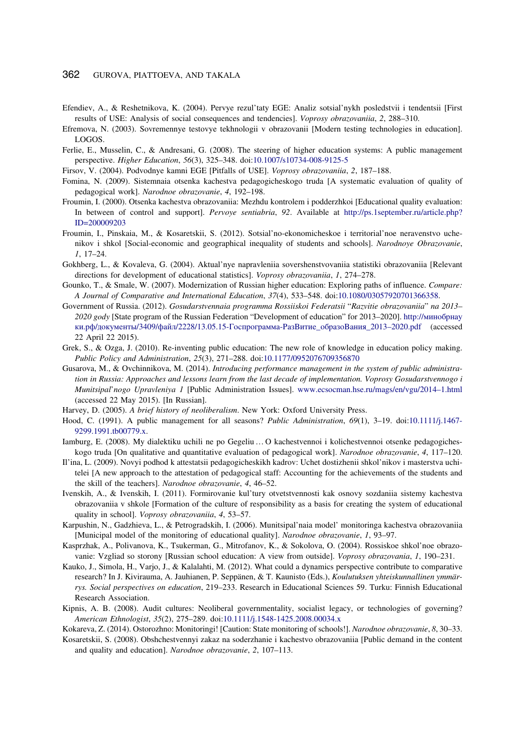Efendiev, A., & Reshetnikova, K. (2004). Pervye rezul'taty EGE: Analiz sotsial'nykh posledstvii i tendentsii [First results of USE: Analysis of social consequences and tendencies]. *Voprosy obrazovaniia*, *2*, 288–310.

Efremova, N. (2003). Sovremennye testovye tekhnologii v obrazovanii [Modern testing technologies in education]. LOGOS.

Ferlie, E., Musselin, C., & Andresani, G. (2008). The steering of higher education systems: A public management perspective. *Higher Education*, *56*(3), 325–348. doi:10.1007/s10734-008-9125-5

Firsov, V. (2004). Podvodnye kamni EGE [Pitfalls of USE]. *Voprosy obrazovaniia*, *2*, 187–188.

Fomina, N. (2009). Sistemnaia otsenka kachestva pedagogicheskogo truda [A systematic evaluation of quality of pedagogical work]. *Narodnoe obrazovanie*, *4*, 192–198.

Froumin, I. (2000). Otsenka kachestva obrazovaniia: Mezhdu kontrolem i podderzhkoi [Educational quality evaluation: In between of control and support]. *Pervoye sentiabria*, *92*. Available at http://ps.1september.ru/article.php?ID=200009203

Froumin, I., Pinskaia, M., & Kosaretskii, S. (2012). Sotsial'no-ekonomicheskoe i territorial'noe neravenstvo uchenikov i shkol [Social-economic and geographical inequality of students and schools]. *Narodnoye Obrazovanie*, *1*, 17–24.

Gokhberg, L., & Kovaleva, G. (2004). Aktual'nye napravleniia sovershenstvovaniia statistiki obrazovaniia [Relevant directions for development of educational statistics]. *Voprosy obrazovaniia*, *1*, 274–278.

Gounko, T., & Smale, W. (2007). Modernization of Russian higher education: Exploring paths of influence. *Compare: A Journal of Comparative and International Education*, *37*(4), 533–548. doi:10.1080/03057920701366358.

Government of Russia. (2012). *Gosudarstvennaia programma Rossiiskoi Federatsii "Razvitie obrazovaniia" na 2013–2020 gody* [State program of the Russian Federation "Development of education" for 2013–2020]. http://минобрнауки.рф/документы/3409/файл/2228/13.05.15-Госпрограмма-РазВитие_образоВания_2013–2020.pdf (accessed 22 April 22 2015).

Grek, S., & Ozga, J. (2010). Re-inventing public education: The new role of knowledge in education policy making. *Public Policy and Administration*, *25*(3), 271–288. doi:10.1177/0952076709356870

Gusarova, M., & Ovchinnikova, M. (2014). *Introducing performance management in the system of public administration in Russia: Approaches and lessons learn from the last decade of implementation. Voprosy Gosudarstvennogo i Munitsipal'nogo Upravleniya 1* [Public Administration Issues]. www.ecsocman.hse.ru/mags/en/vgu/2014–1.html (accessed 22 May 2015). [In Russian].

Harvey, D. (2005). *A brief history of neoliberalism*. New York: Oxford University Press.

Hood, C. (1991). A public management for all seasons? *Public Administration*, *69*(1), 3–19. doi:10.1111/j.1467-9299.1991.tb00779.x.

Iamburg, E. (2008). My dialektiku uchili ne po Gegeliu … O kachestvennoi i kolichestvennoi otsenke pedagogicheskogo truda [On qualitative and quantitative evaluation of pedagogical work]. *Narodnoe obrazovanie*, *4*, 117–120.

Il'ina, L. (2009). Novyi podhod k attestatsii pedagogicheskikh kadrov: Uchet dostizhenii shkol'nikov i masterstva uchitelei [A new approach to the attestation of pedagogical staff: Accounting for the achievements of the students and the skill of the teachers]. *Narodnoe obrazovanie*, *4*, 46–52.

Ivenskih, A., & Ivenskih, I. (2011). Formirovanie kul'tury otvetstvennosti kak osnovy sozdaniia sistemy kachestva obrazovaniia v shkole [Formation of the culture of responsibility as a basis for creating the system of educational quality in school]. *Voprosy obrazovaniia*, *4*, 53–57.

Karpushin, N., Gadzhieva, L., & Petrogradskih, I. (2006). Munitsipal'naia model' monitoringa kachestva obrazovaniia [Municipal model of the monitoring of educational quality]. *Narodnoe obrazovanie*, *1*, 93–97.

Kasprzhak, A., Polivanova, K., Tsukerman, G., Mitrofanov, K., & Sokolova, O. (2004). Rossiskoe shkol'noe obrazovanie: Vzgliad so storony [Russian school education: A view from outside]. *Voprosy obrazovania*, *1*, 190–231.

Kauko, J., Simola, H., Varjo, J., & Kalalahti, M. (2012). What could a dynamics perspective contribute to comparative research? In J. Kivirauma, A. Jauhianen, P. Seppänen, & T. Kaunisto (Eds.), *Koulutuksen yhteiskunnallinen ymmärrys. Social perspectives on education*, 219–233. Research in Educational Sciences 59. Turku: Finnish Educational Research Association.

Kipnis, A. B. (2008). Audit cultures: Neoliberal governmentality, socialist legacy, or technologies of governing? *American Ethnologist*, *35*(2), 275–289. doi:10.1111/j.1548-1425.2008.00034.x

Kokareva, Z. (2014). Ostorozhno: Monitoringi! [Caution: State monitoring of schools!]. *Narodnoe obrazovanie*, *8*, 30–33.

Kosaretskii, S. (2008). Obshchestvennyi zakaz na soderzhanie i kachestvo obrazovaniia [Public demand in the content and quality and education]. *Narodnoe obrazovanie*, *2*, 107–113.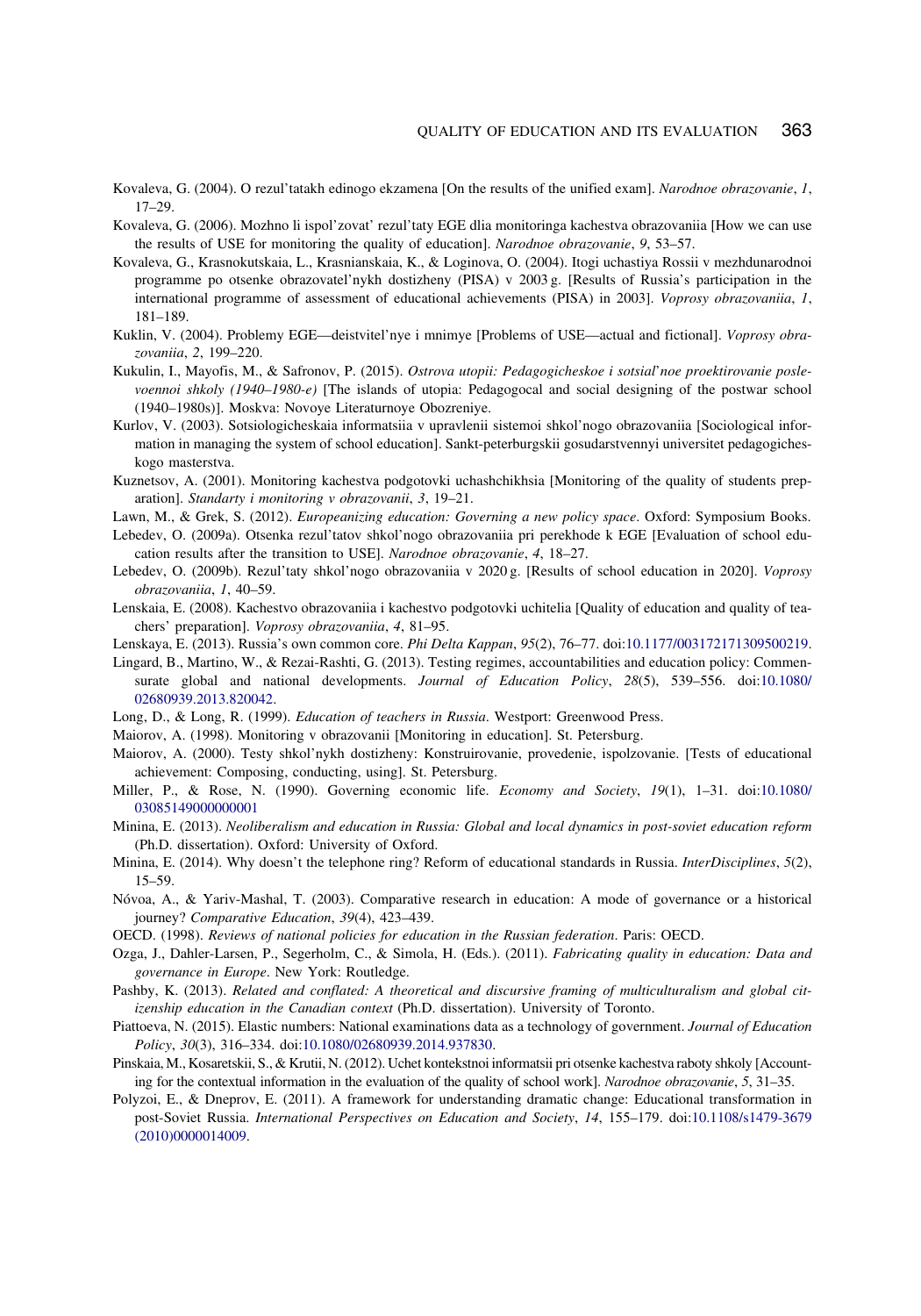Kovaleva, G. (2004). O rezul'tatakh edinogo ekzamena [On the results of the unified exam]. *Narodnoe obrazovanie*, *1*, 17–29.

Kovaleva, G. (2006). Mozhno li ispol'zovat' rezul'taty EGE dlia monitoringa kachestva obrazovaniia [How we can use the results of USE for monitoring the quality of education]. *Narodnoe obrazovanie*, *9*, 53–57.

Kovaleva, G., Krasnokutskaia, L., Krasnianskaia, K., & Loginova, O. (2004). Itogi uchastiya Rossii v mezhdunarodnoi programme po otsenke obrazovatel'nykh dostizheny (PISA) v 2003 g. [Results of Russia's participation in the international programme of assessment of educational achievements (PISA) in 2003]. *Voprosy obrazovaniia*, *1*, 181–189.

Kuklin, V. (2004). Problemy EGE—deistvitel'nye i mnimye [Problems of USE—actual and fictional]. *Voprosy obrazovaniia*, *2*, 199–220.

Kukulin, I., Mayofis, M., & Safronov, P. (2015). *Ostrova utopii: Pedagogicheskoe i sotsial'noe proektirovanie poslevoennoi shkoly (1940–1980-e)* [The islands of utopia: Pedagogocal and social designing of the postwar school (1940–1980s)]. Moskva: Novoye Literaturnoye Obozreniye.

Kurlov, V. (2003). Sotsiologicheskaia informatsiia v upravlenii sistemoi shkol'nogo obrazovaniia [Sociological information in managing the system of school education]. Sankt-peterburgskii gosudarstvennyi universitet pedagogicheskogo masterstva.

Kuznetsov, A. (2001). Monitoring kachestva podgotovki uchashchikhsia [Monitoring of the quality of students preparation]. *Standarty i monitoring v obrazovanii*, *3*, 19–21.

Lawn, M., & Grek, S. (2012). *Europeanizing education: Governing a new policy space*. Oxford: Symposium Books.

Lebedev, O. (2009a). Otsenka rezul'tatov shkol'nogo obrazovaniia pri perekhode k EGE [Evaluation of school education results after the transition to USE]. *Narodnoe obrazovanie*, *4*, 18–27.

Lebedev, O. (2009b). Rezul'taty shkol'nogo obrazovaniia v 2020 g. [Results of school education in 2020]. *Voprosy obrazovaniia*, *1*, 40–59.

Lenskaia, E. (2008). Kachestvo obrazovaniia i kachestvo podgotovki uchitelia [Quality of education and quality of teachers' preparation]. *Voprosy obrazovaniia*, *4*, 81–95.

Lenskaya, E. (2013). Russia's own common core. *Phi Delta Kappan*, *95*(2), 76–77. doi:10.1177/003172171309500219.

Lingard, B., Martino, W., & Rezai-Rashti, G. (2013). Testing regimes, accountabilities and education policy: Commensurate global and national developments. *Journal of Education Policy*, *28*(5), 539–556. doi:10.1080/02680939.2013.820042.

Long, D., & Long, R. (1999). *Education of teachers in Russia*. Westport: Greenwood Press.

Maiorov, A. (1998). Monitoring v obrazovanii [Monitoring in education]. St. Petersburg.

Maiorov, A. (2000). Testy shkol'nykh dostizheny: Konstruirovanie, provedenie, ispolzovanie. [Tests of educational achievement: Composing, conducting, using]. St. Petersburg.

Miller, P., & Rose, N. (1990). Governing economic life. *Economy and Society*, *19*(1), 1–31. doi:10.1080/03085149000000001

Minina, E. (2013). *Neoliberalism and education in Russia: Global and local dynamics in post-soviet education reform* (Ph.D. dissertation). Oxford: University of Oxford.

Minina, E. (2014). Why doesn't the telephone ring? Reform of educational standards in Russia. *InterDisciplines*, *5*(2), 15–59.

Nóvoa, A., & Yariv-Mashal, T. (2003). Comparative research in education: A mode of governance or a historical journey? *Comparative Education*, *39*(4), 423–439.

OECD. (1998). *Reviews of national policies for education in the Russian federation*. Paris: OECD.

Ozga, J., Dahler-Larsen, P., Segerholm, C., & Simola, H. (Eds.). (2011). *Fabricating quality in education: Data and governance in Europe*. New York: Routledge.

Pashby, K. (2013). *Related and conflated: A theoretical and discursive framing of multiculturalism and global citizenship education in the Canadian context* (Ph.D. dissertation). University of Toronto.

Piattoeva, N. (2015). Elastic numbers: National examinations data as a technology of government. *Journal of Education Policy*, *30*(3), 316–334. doi:10.1080/02680939.2014.937830.

Pinskaia, M., Kosaretskii, S., & Krutii, N. (2012). Uchet kontekstnoi informatsii pri otsenke kachestva raboty shkoly [Accounting for the contextual information in the evaluation of the quality of school work]. *Narodnoe obrazovanie*, *5*, 31–35.

Polyzoi, E., & Dneprov, E. (2011). A framework for understanding dramatic change: Educational transformation in post-Soviet Russia. *International Perspectives on Education and Society*, *14*, 155–179. doi:10.1108/s1479-3679(2010)0000014009.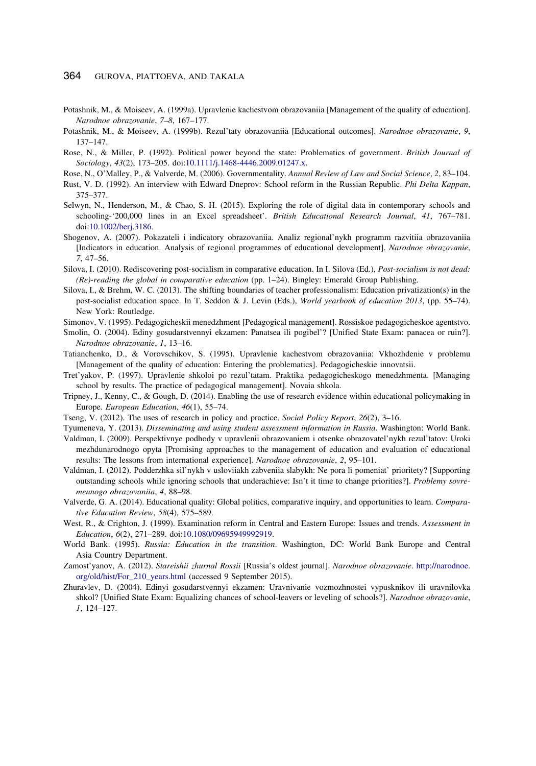Potashnik, M., & Moiseev, A. (1999a). Upravlenie kachestvom obrazovaniia [Management of the quality of education]. *Narodnoe obrazovanie*, *7–8*, 167–177.

Potashnik, M., & Moiseev, A. (1999b). Rezul'taty obrazovaniia [Educational outcomes]. *Narodnoe obrazovanie*, *9*, 137–147.

Rose, N., & Miller, P. (1992). Political power beyond the state: Problematics of government. *British Journal of Sociology*, *43*(2), 173–205. doi:10.1111/j.1468-4446.2009.01247.x.

Rose, N., O'Malley, P., & Valverde, M. (2006). Governmentality. *Annual Review of Law and Social Science*, *2*, 83–104.

Rust, V. D. (1992). An interview with Edward Dneprov: School reform in the Russian Republic. *Phi Delta Kappan*, 375–377.

Selwyn, N., Henderson, M., & Chao, S. H. (2015). Exploring the role of digital data in contemporary schools and schooling-'200,000 lines in an Excel spreadsheet'. *British Educational Research Journal*, *41*, 767–781. doi:10.1002/berj.3186.

Shogenov, A. (2007). Pokazateli i indicatory obrazovaniia. Analiz regional'nykh programm razvitiia obrazovaniia [Indicators in education. Analysis of regional programmes of educational development]. *Narodnoe obrazovanie*, *7*, 47–56.

Silova, I. (2010). Rediscovering post-socialism in comparative education. In I. Silova (Ed.), *Post-socialism is not dead: (Re)-reading the global in comparative education* (pp. 1–24). Bingley: Emerald Group Publishing.

Silova, I., & Brehm, W. C. (2013). The shifting boundaries of teacher professionalism: Education privatization(s) in the post-socialist education space. In T. Seddon & J. Levin (Eds.), *World yearbook of education 2013*, (pp. 55–74). New York: Routledge.

Simonov, V. (1995). Pedagogicheskii menedzhment [Pedagogical management]. Rossiskoe pedagogicheskoe agentstvo.

Smolin, O. (2004). Ediny gosudarstvennyi ekzamen: Panatsea ili pogibel'? [Unified State Exam: panacea or ruin?]. *Narodnoe obrazovanie*, *1*, 13–16.

Tatianchenko, D., & Vorovschikov, S. (1995). Upravlenie kachestvom obrazovaniia: Vkhozhdenie v problemu [Management of the quality of education: Entering the problematics]. Pedagogicheskie innovatsii.

Tret'yakov, P. (1997). Upravlenie shkoloi po rezul'tatam. Praktika pedagogicheskogo menedzhmenta. [Managing school by results. The practice of pedagogical management]. Novaia shkola.

Tripney, J., Kenny, C., & Gough, D. (2014). Enabling the use of research evidence within educational policymaking in Europe. *European Education*, *46*(1), 55–74.

Tseng, V. (2012). The uses of research in policy and practice. *Social Policy Report*, *26*(2), 3–16.

Tyumeneva, Y. (2013). *Disseminating and using student assessment information in Russia*. Washington: World Bank.

Valdman, I. (2009). Perspektivnye podhody v upravlenii obrazovaniem i otsenke obrazovatel'nykh rezul'tatov: Uroki mezhdunarodnogo opyta [Promising approaches to the management of education and evaluation of educational results: The lessons from international experience]. *Narodnoe obrazovanie*, *2*, 95–101.

Valdman, I. (2012). Podderzhka sil'nykh v usloviiakh zabveniia slabykh: Ne pora li pomeniat' prioritety? [Supporting outstanding schools while ignoring schools that underachieve: Isn't it time to change priorities?]. *Problemy sovremennogo obrazovaniia*, *4*, 88–98.

Valverde, G. A. (2014). Educational quality: Global politics, comparative inquiry, and opportunities to learn. *Comparative Education Review*, *58*(4), 575–589.

West, R., & Crighton, J. (1999). Examination reform in Central and Eastern Europe: Issues and trends. *Assessment in Education*, *6*(2), 271–289. doi:10.1080/09695949992919.

World Bank. (1995). *Russia: Education in the transition*. Washington, DC: World Bank Europe and Central Asia Country Department.

Zamost'yanov, A. (2012). *Stareishii zhurnal Rossii* [Russia's oldest journal]. *Narodnoe obrazovanie*. http://narodnoe.org/old/hist/For_210_years.html (accessed 9 September 2015).

Zhuravlev, D. (2004). Edinyi gosudarstvennyi ekzamen: Uravnivanie vozmozhnostei vypusknikov ili uravnilovka shkol? [Unified State Exam: Equalizing chances of school-leavers or leveling of schools?]. *Narodnoe obrazovanie*, *1*, 124–127.